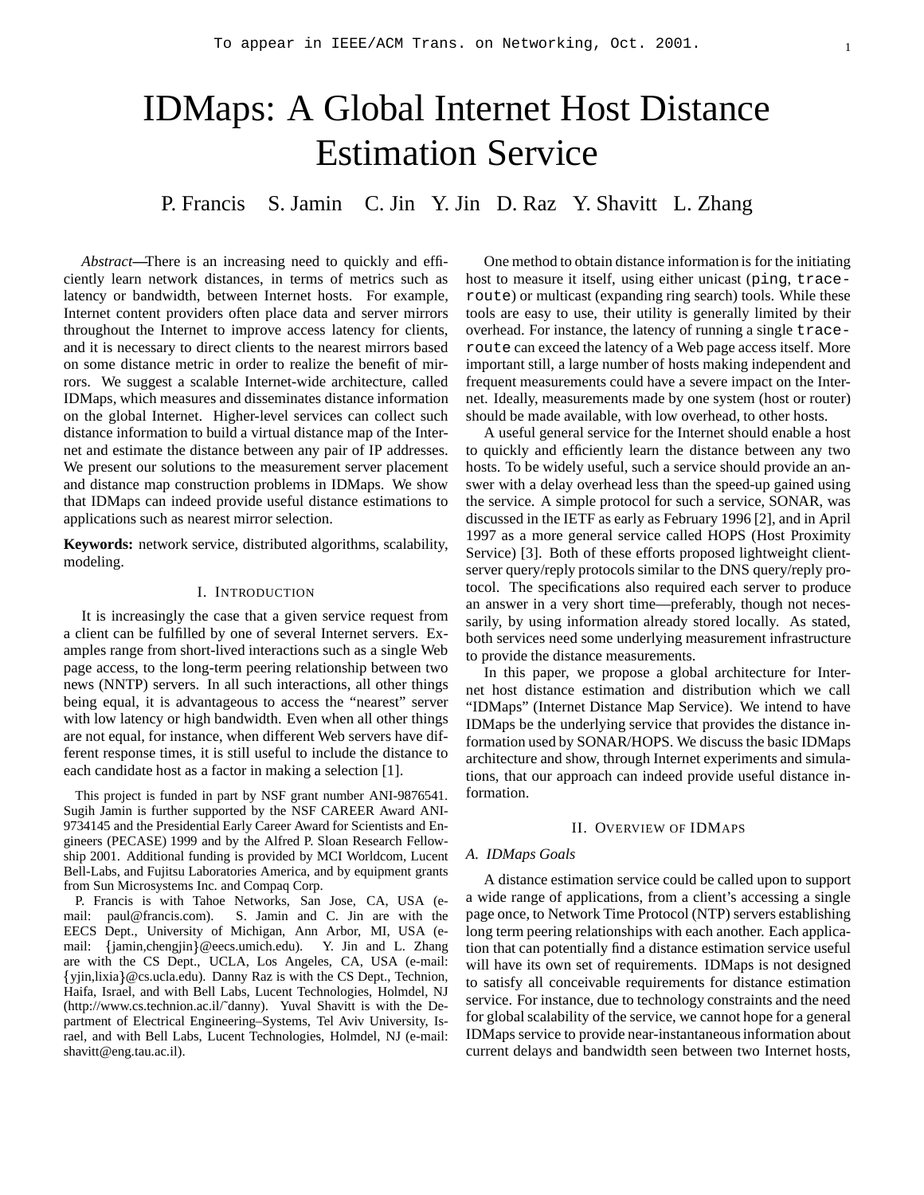To appear in IEEE/ACM Trans. on Networking, Oct. 2001.

# IDMaps: A Global Internet Host Distance Estimation Service

P. Francis   S. Jamin   C. Jin   Y. Jin   D. Raz   Y. Shavitt   L. Zhang

*Abstract*—There is an increasing need to quickly and efficiently learn network distances, in terms of metrics such as latency or bandwidth, between Internet hosts. For example, Internet content providers often place data and server mirrors throughout the Internet to improve access latency for clients, and it is necessary to direct clients to the nearest mirrors based on some distance metric in order to realize the benefit of mirrors. We suggest a scalable Internet-wide architecture, called IDMaps, which measures and disseminates distance information on the global Internet. Higher-level services can collect such distance information to build a virtual distance map of the Internet and estimate the distance between any pair of IP addresses. We present our solutions to the measurement server placement and distance map construction problems in IDMaps. We show that IDMaps can indeed provide useful distance estimations to applications such as nearest mirror selection.

**Keywords:** network service, distributed algorithms, scalability, modeling.

## I. Introduction

It is increasingly the case that a given service request from a client can be fulfilled by one of several Internet servers. Examples range from short-lived interactions such as a single Web page access, to the long-term peering relationship between two news (NNTP) servers. In all such interactions, all other things being equal, it is advantageous to access the "nearest" server with low latency or high bandwidth. Even when all other things are not equal, for instance, when different Web servers have different response times, it is still useful to include the distance to each candidate host as a factor in making a selection [1].

This project is funded in part by NSF grant number ANI-9876541. Sugih Jamin is further supported by the NSF CAREER Award ANI-9734145 and the Presidential Early Career Award for Scientists and Engineers (PECASE) 1999 and by the Alfred P. Sloan Research Fellowship 2001. Additional funding is provided by MCI Worldcom, Lucent Bell-Labs, and Fujitsu Laboratories America, and by equipment grants from Sun Microsystems Inc. and Compaq Corp.

P. Francis is with Tahoe Networks, San Jose, CA, USA (e-mail: paul@francis.com). S. Jamin and C. Jin are with the EECS Dept., University of Michigan, Ann Arbor, MI, USA (e-mail: {jamin,chengjin}@eecs.umich.edu). Y. Jin and L. Zhang are with the CS Dept., UCLA, Los Angeles, CA, USA (e-mail: {yjin,lixia}@cs.ucla.edu). Danny Raz is with the CS Dept., Technion, Haifa, Israel, and with Bell Labs, Lucent Technologies, Holmdel, NJ (http://www.cs.technion.ac.il/~danny). Yuval Shavitt is with the Department of Electrical Engineering–Systems, Tel Aviv University, Israel, and with Bell Labs, Lucent Technologies, Holmdel, NJ (e-mail: shavitt@eng.tau.ac.il).

One method to obtain distance information is for the initiating host to measure it itself, using either unicast (`ping`, `traceroute`) or multicast (expanding ring search) tools. While these tools are easy to use, their utility is generally limited by their overhead. For instance, the latency of running a single `traceroute` can exceed the latency of a Web page access itself. More important still, a large number of hosts making independent and frequent measurements could have a severe impact on the Internet. Ideally, measurements made by one system (host or router) should be made available, with low overhead, to other hosts.

A useful general service for the Internet should enable a host to quickly and efficiently learn the distance between any two hosts. To be widely useful, such a service should provide an answer with a delay overhead less than the speed-up gained using the service. A simple protocol for such a service, SONAR, was discussed in the IETF as early as February 1996 [2], and in April 1997 as a more general service called HOPS (Host Proximity Service) [3]. Both of these efforts proposed lightweight client-server query/reply protocols similar to the DNS query/reply protocol. The specifications also required each server to produce an answer in a very short time—preferably, though not necessarily, by using information already stored locally. As stated, both services need some underlying measurement infrastructure to provide the distance measurements.

In this paper, we propose a global architecture for Internet host distance estimation and distribution which we call "IDMaps" (Internet Distance Map Service). We intend to have IDMaps be the underlying service that provides the distance information used by SONAR/HOPS. We discuss the basic IDMaps architecture and show, through Internet experiments and simulations, that our approach can indeed provide useful distance information.

## II. Overview of IDMaps

### A. IDMaps Goals

A distance estimation service could be called upon to support a wide range of applications, from a client's accessing a single page once, to Network Time Protocol (NTP) servers establishing long term peering relationships with each another. Each application that can potentially find a distance estimation service useful will have its own set of requirements. IDMaps is not designed to satisfy all conceivable requirements for distance estimation service. For instance, due to technology constraints and the need for global scalability of the service, we cannot hope for a general IDMaps service to provide near-instantaneous information about current delays and bandwidth seen between two Internet hosts,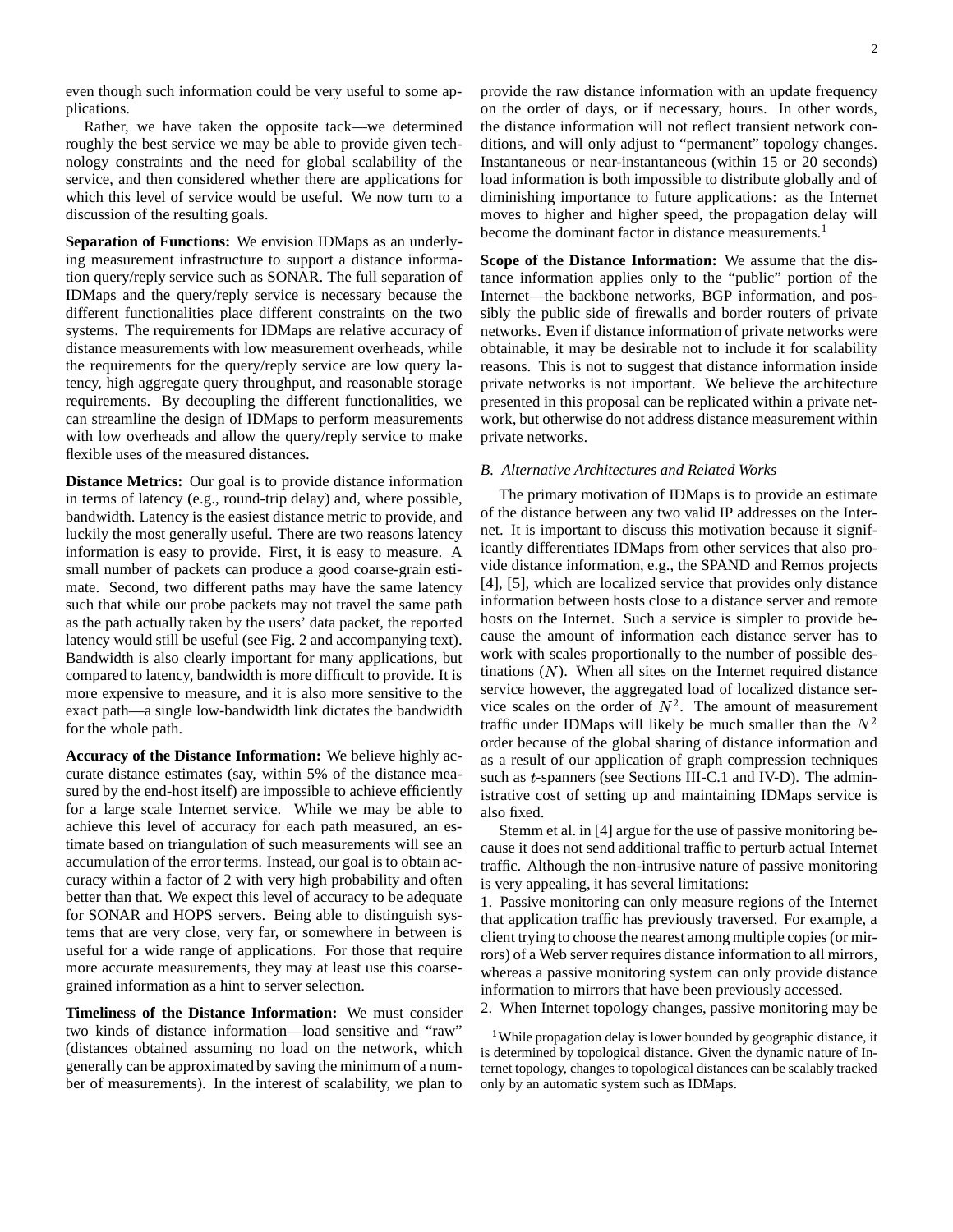even though such information could be very useful to some applications.

Rather, we have taken the opposite tack—we determined roughly the best service we may be able to provide given technology constraints and the need for global scalability of the service, and then considered whether there are applications for which this level of service would be useful. We now turn to a discussion of the resulting goals.

**Separation of Functions:** We envision IDMaps as an underlying measurement infrastructure to support a distance information query/reply service such as SONAR. The full separation of IDMaps and the query/reply service is necessary because the different functionalities place different constraints on the two systems. The requirements for IDMaps are relative accuracy of distance measurements with low measurement overheads, while the requirements for the query/reply service are low query latency, high aggregate query throughput, and reasonable storage requirements. By decoupling the different functionalities, we can streamline the design of IDMaps to perform measurements with low overheads and allow the query/reply service to make flexible uses of the measured distances.

**Distance Metrics:** Our goal is to provide distance information in terms of latency (e.g., round-trip delay) and, where possible, bandwidth. Latency is the easiest distance metric to provide, and luckily the most generally useful. There are two reasons latency information is easy to provide. First, it is easy to measure. A small number of packets can produce a good coarse-grain estimate. Second, two different paths may have the same latency such that while our probe packets may not travel the same path as the path actually taken by the users' data packet, the reported latency would still be useful (see Fig. 2 and accompanying text). Bandwidth is also clearly important for many applications, but compared to latency, bandwidth is more difficult to provide. It is more expensive to measure, and it is also more sensitive to the exact path—a single low-bandwidth link dictates the bandwidth for the whole path.

**Accuracy of the Distance Information:** We believe highly accurate distance estimates (say, within 5% of the distance measured by the end-host itself) are impossible to achieve efficiently for a large scale Internet service. While we may be able to achieve this level of accuracy for each path measured, an estimate based on triangulation of such measurements will see an accumulation of the error terms. Instead, our goal is to obtain accuracy within a factor of 2 with very high probability and often better than that. We expect this level of accuracy to be adequate for SONAR and HOPS servers. Being able to distinguish systems that are very close, very far, or somewhere in between is useful for a wide range of applications. For those that require more accurate measurements, they may at least use this coarse-grained information as a hint to server selection.

**Timeliness of the Distance Information:** We must consider two kinds of distance information—load sensitive and "raw" (distances obtained assuming no load on the network, which generally can be approximated by saving the minimum of a number of measurements). In the interest of scalability, we plan to provide the raw distance information with an update frequency on the order of days, or if necessary, hours. In other words, the distance information will not reflect transient network conditions, and will only adjust to "permanent" topology changes. Instantaneous or near-instantaneous (within 15 or 20 seconds) load information is both impossible to distribute globally and of diminishing importance to future applications: as the Internet moves to higher and higher speed, the propagation delay will become the dominant factor in distance measurements.[1]

**Scope of the Distance Information:** We assume that the distance information applies only to the "public" portion of the Internet—the backbone networks, BGP information, and possibly the public side of firewalls and border routers of private networks. Even if distance information of private networks were obtainable, it may be desirable not to include it for scalability reasons. This is not to suggest that distance information inside private networks is not important. We believe the architecture presented in this proposal can be replicated within a private network, but otherwise do not address distance measurement within private networks.

### *B. Alternative Architectures and Related Works*

The primary motivation of IDMaps is to provide an estimate of the distance between any two valid IP addresses on the Internet. It is important to discuss this motivation because it significantly differentiates IDMaps from other services that also provide distance information, e.g., the SPAND and Remos projects [4], [5], which are localized service that provides only distance information between hosts close to a distance server and remote hosts on the Internet. Such a service is simpler to provide because the amount of information each distance server has to work with scales proportionally to the number of possible destinations ($N$). When all sites on the Internet required distance service however, the aggregated load of localized distance service scales on the order of $N^2$. The amount of measurement traffic under IDMaps will likely be much smaller than the $N^2$ order because of the global sharing of distance information and as a result of our application of graph compression techniques such as $t$-spanners (see Sections III-C.1 and IV-D). The administrative cost of setting up and maintaining IDMaps service is also fixed.

Stemm et al. in [4] argue for the use of passive monitoring because it does not send additional traffic to perturb actual Internet traffic. Although the non-intrusive nature of passive monitoring is very appealing, it has several limitations:

1. Passive monitoring can only measure regions of the Internet that application traffic has previously traversed. For example, a client trying to choose the nearest among multiple copies (or mirrors) of a Web server requires distance information to all mirrors, whereas a passive monitoring system can only provide distance information to mirrors that have been previously accessed.
2. When Internet topology changes, passive monitoring may be

[1] While propagation delay is lower bounded by geographic distance, it is determined by topological distance. Given the dynamic nature of Internet topology, changes to topological distances can be scalably tracked only by an automatic system such as IDMaps.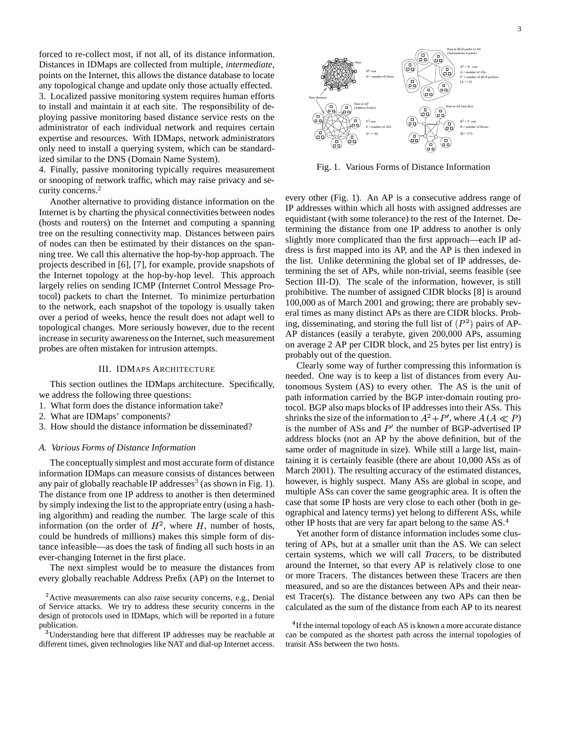forced to re-collect most, if not all, of its distance information. Distances in IDMaps are collected from multiple, *intermediate*, points on the Internet, this allows the distance database to locate any topological change and update only those actually effected.
3. Localized passive monitoring system requires human efforts to install and maintain it at each site. The responsibility of deploying passive monitoring based distance service rests on the administrator of each individual network and requires certain expertise and resources. With IDMaps, network administrators only need to install a querying system, which can be standardized similar to the DNS (Domain Name System).
4. Finally, passive monitoring typically requires measurement or snooping of network traffic, which may raise privacy and security concerns.[2]

Another alternative to providing distance information on the Internet is by charting the physical connectivities between nodes (hosts and routers) on the Internet and computing a spanning tree on the resulting connectivity map. Distances between pairs of nodes can then be estimated by their distances on the spanning tree. We call this alternative the hop-by-hop approach. The projects described in [6], [7], for example, provide snapshots of the Internet topology at the hop-by-hop level. This approach largely relies on sending ICMP (Internet Control Message Protocol) packets to chart the Internet. To minimize perturbation to the network, each snapshot of the topology is usually taken over a period of weeks, hence the result does not adapt well to topological changes. More seriously however, due to the recent increase in security awareness on the Internet, such measurement probes are often mistaken for intrusion attempts.

## III. IDMaps Architecture

This section outlines the IDMaps architecture. Specifically, we address the following three questions:
1. What form does the distance information take?
2. What are IDMaps' components?
3. How should the distance information be disseminated?

### A. Various Forms of Distance Information

The conceptually simplest and most accurate form of distance information IDMaps can measure consists of distances between any pair of globally reachable IP addresses[3] (as shown in Fig. 1). The distance from one IP address to another is then determined by simply indexing the list to the appropriate entry (using a hashing algorithm) and reading the number. The large scale of this information (on the order of $H^2$, where $H$, number of hosts, could be hundreds of millions) makes this simple form of distance infeasible—as does the task of finding all such hosts in an ever-changing Internet in the first place.

The next simplest would be to measure the distances from every globally reachable Address Prefix (AP) on the Internet to every other (Fig. 1). An AP is a consecutive address range of IP addresses within which all hosts with assigned addresses are equidistant (with some tolerance) to the rest of the Internet. Determining the distance from one IP address to another is only slightly more complicated than the first approach—each IP address is first mapped into its AP, and the AP is then indexed in the list. Unlike determining the global set of IP addresses, determining the set of APs, while non-trivial, seems feasible (see Section III-D). The scale of the information, however, is still prohibitive. The number of assigned CIDR blocks [8] is around 100,000 as of March 2001 and growing; there are probably several times as many distinct APs as there are CIDR blocks. Probing, disseminating, and storing the full list of $(P^2)$ pairs of AP-AP distances (easily a terabyte, given 200,000 APs, assuming on average 2 AP per CIDR block, and 25 bytes per list entry) is probably out of the question.

Fig. 1. Various Forms of Distance Information

Clearly some way of further compressing this information is needed. One way is to keep a list of distances from every Autonomous System (AS) to every other. The AS is the unit of path information carried by the BGP inter-domain routing protocol. BGP also maps blocks of IP addresses into their ASs. This shrinks the size of the information to $A^2 + P'$, where $A$ ($A \ll P$) is the number of ASs and $P'$ the number of BGP-advertised IP address blocks (not an AP by the above definition, but of the same order of magnitude in size). While still a large list, maintaining it is certainly feasible (there are about 10,000 ASs as of March 2001). The resulting accuracy of the estimated distances, however, is highly suspect. Many ASs are global in scope, and multiple ASs can cover the same geographic area. It is often the case that some IP hosts are very close to each other (both in geographical and latency terms) yet belong to different ASs, while other IP hosts that are very far apart belong to the same AS.[4]

Yet another form of distance information includes some clustering of APs, but at a smaller unit than the AS. We can select certain systems, which we will call *Tracers*, to be distributed around the Internet, so that every AP is relatively close to one or more Tracers. The distances between these Tracers are then measured, and so are the distances between APs and their nearest Tracer(s). The distance between any two APs can then be calculated as the sum of the distance from each AP to its nearest

[2] Active measurements can also raise security concerns, e.g., Denial of Service attacks. We try to address these security concerns in the design of protocols used in IDMaps, which will be reported in a future publication.

[3] Understanding here that different IP addresses may be reachable at different times, given technologies like NAT and dial-up Internet access.

[4] If the internal topology of each AS is known a more accurate distance can be computed as the shortest path across the internal topologies of transit ASs between the two hosts.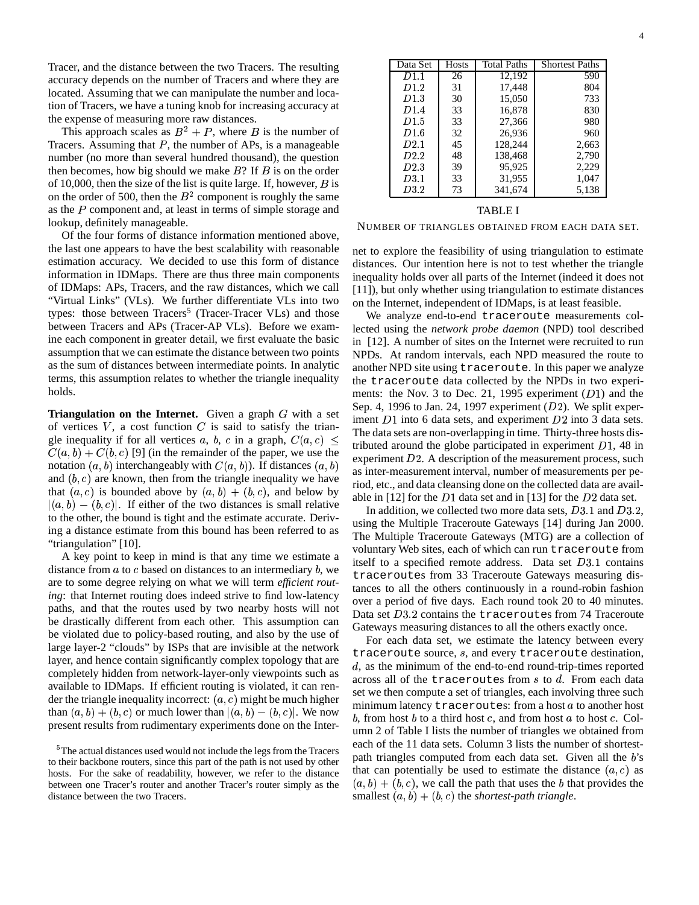Tracer, and the distance between the two Tracers. The resulting accuracy depends on the number of Tracers and where they are located. Assuming that we can manipulate the number and location of Tracers, we have a tuning knob for increasing accuracy at the expense of measuring more raw distances.

This approach scales as $B^2 + P$, where $B$ is the number of Tracers. Assuming that $P$, the number of APs, is a manageable number (no more than several hundred thousand), the question then becomes, how big should we make $B$? If $B$ is on the order of 10,000, then the size of the list is quite large. If, however, $B$ is on the order of 500, then the $B^2$ component is roughly the same as the $P$ component and, at least in terms of simple storage and lookup, definitely manageable.

Of the four forms of distance information mentioned above, the last one appears to have the best scalability with reasonable estimation accuracy. We decided to use this form of distance information in IDMaps. There are thus three main components of IDMaps: APs, Tracers, and the raw distances, which we call "Virtual Links" (VLs). We further differentiate VLs into two types: those between Tracers[5] (Tracer-Tracer VLs) and those between Tracers and APs (Tracer-AP VLs). Before we examine each component in greater detail, we first evaluate the basic assumption that we can estimate the distance between two points as the sum of distances between intermediate points. In analytic terms, this assumption relates to whether the triangle inequality holds.

**Triangulation on the Internet.** Given a graph $G$ with a set of vertices $V$, a cost function $C$ is said to satisfy the triangle inequality if for all vertices $a$, $b$, $c$ in a graph, $C(a, c) \leq C(a, b) + C(b, c)$ [9] (in the remainder of the paper, we use the notation $(a, b)$ interchangeably with $C(a, b)$). If distances $(a, b)$ and $(b, c)$ are known, then from the triangle inequality we have that $(a, c)$ is bounded above by $(a, b) + (b, c)$, and below by $|(a, b) - (b, c)|$. If either of the two distances is small relative to the other, the bound is tight and the estimate accurate. Deriving a distance estimate from this bound has been referred to as "triangulation" [10].

A key point to keep in mind is that any time we estimate a distance from $a$ to $c$ based on distances to an intermediary $b$, we are to some degree relying on what we will term *efficient routing*: that Internet routing does indeed strive to find low-latency paths, and that the routes used by two nearby hosts will not be drastically different from each other. This assumption can be violated due to policy-based routing, and also by the use of large layer-2 "clouds" by ISPs that are invisible at the network layer, and hence contain significantly complex topology that are completely hidden from network-layer-only viewpoints such as available to IDMaps. If efficient routing is violated, it can render the triangle inequality incorrect: $(a, c)$ might be much higher than $(a, b) + (b, c)$ or much lower than $|(a, b) - (b, c)|$. We now present results from rudimentary experiments done on the Internet to explore the feasibility of using triangulation to estimate distances. Our intention here is not to test whether the triangle inequality holds over all parts of the Internet (indeed it does not [11]), but only whether using triangulation to estimate distances on the Internet, independent of IDMaps, is at least feasible.

[5] The actual distances used would not include the legs from the Tracers to their backbone routers, since this part of the path is not used by other hosts. For the sake of readability, however, we refer to the distance between one Tracer's router and another Tracer's router simply as the distance between the two Tracers.

| Data Set | Hosts | Total Paths | Shortest Paths |
|---|---|---|---|
| $D1.1$ | 26 | 12,192 | 590 |
| $D1.2$ | 31 | 17,448 | 804 |
| $D1.3$ | 30 | 15,050 | 733 |
| $D1.4$ | 33 | 16,878 | 830 |
| $D1.5$ | 33 | 27,366 | 980 |
| $D1.6$ | 32 | 26,936 | 960 |
| $D2.1$ | 45 | 128,244 | 2,663 |
| $D2.2$ | 48 | 138,468 | 2,790 |
| $D2.3$ | 39 | 95,925 | 2,229 |
| $D3.1$ | 33 | 31,955 | 1,047 |
| $D3.2$ | 73 | 341,674 | 5,138 |

TABLE I

NUMBER OF TRIANGLES OBTAINED FROM EACH DATA SET.

We analyze end-to-end `traceroute` measurements collected using the *network probe daemon* (NPD) tool described in [12]. A number of sites on the Internet were recruited to run NPDs. At random intervals, each NPD measured the route to another NPD site using `traceroute`. In this paper we analyze the `traceroute` data collected by the NPDs in two experiments: the Nov. 3 to Dec. 21, 1995 experiment ($D1$) and the Sep. 4, 1996 to Jan. 24, 1997 experiment ($D2$). We split experiment $D1$ into 6 data sets, and experiment $D2$ into 3 data sets. The data sets are non-overlapping in time. Thirty-three hosts distributed around the globe participated in experiment $D1$, 48 in experiment $D2$. A description of the measurement process, such as inter-measurement interval, number of measurements per period, etc., and data cleansing done on the collected data are available in [12] for the $D1$ data set and in [13] for the $D2$ data set.

In addition, we collected two more data sets, $D3.1$ and $D3.2$, using the Multiple Traceroute Gateways [14] during Jan 2000. The Multiple Traceroute Gateways (MTG) are a collection of voluntary Web sites, each of which can run `traceroute` from itself to a specified remote address. Data set $D3.1$ contains `traceroute`s from 33 Traceroute Gateways measuring distances to all the others continuously in a round-robin fashion over a period of five days. Each round took 20 to 40 minutes. Data set $D3.2$ contains the `traceroute`s from 74 Traceroute Gateways measuring distances to all the others exactly once.

For each data set, we estimate the latency between every `traceroute` source, $s$, and every `traceroute` destination, $d$, as the minimum of the end-to-end round-trip-times reported across all of the `traceroute`s from $s$ to $d$. From each data set we then compute a set of triangles, each involving three such minimum latency `traceroute`s: from a host $a$ to another host $b$, from host $b$ to a third host $c$, and from host $a$ to host $c$. Column 2 of Table I lists the number of triangles we obtained from each of the 11 data sets. Column 3 lists the number of shortest-path triangles computed from each data set. Given all the $b$'s that can potentially be used to estimate the distance $(a, c)$ as $(a, b) + (b, c)$, we call the path that uses the $b$ that provides the smallest $(a, b) + (b, c)$ the *shortest-path triangle*.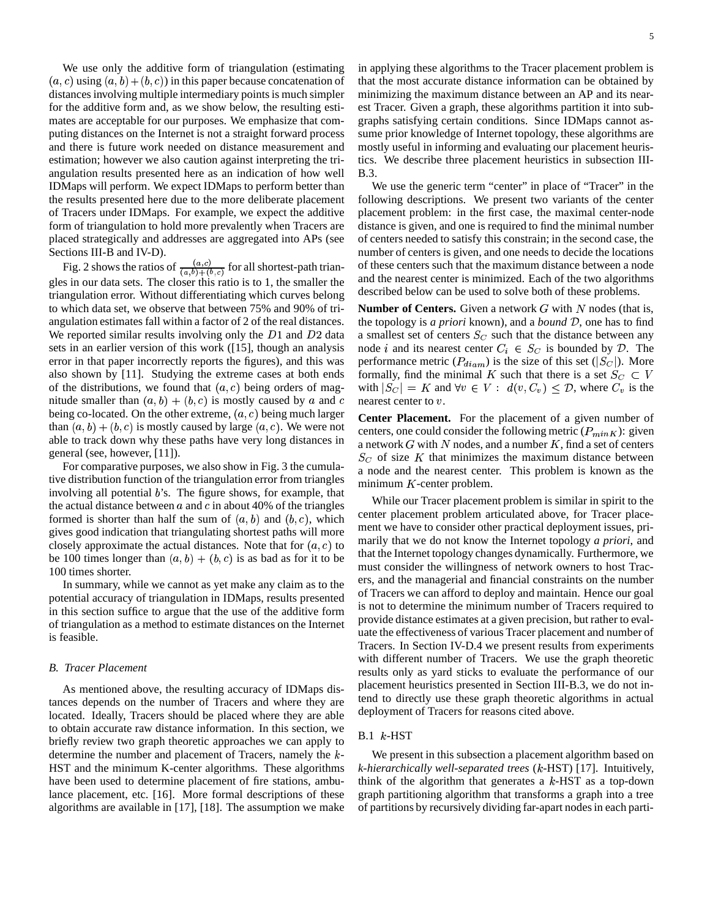We use only the additive form of triangulation (estimating $(a, c)$ using $(a, b) + (b, c)$) in this paper because concatenation of distances involving multiple intermediary points is much simpler for the additive form and, as we show below, the resulting estimates are acceptable for our purposes. We emphasize that computing distances on the Internet is not a straight forward process and there is future work needed on distance measurement and estimation; however we also caution against interpreting the triangulation results presented here as an indication of how well IDMaps will perform. We expect IDMaps to perform better than the results presented here due to the more deliberate placement of Tracers under IDMaps. For example, we expect the additive form of triangulation to hold more prevalently when Tracers are placed strategically and addresses are aggregated into APs (see Sections III-B and IV-D).

Fig. 2 shows the ratios of $\frac{(a,c)}{(a,b)+(b,c)}$ for all shortest-path triangles in our data sets. The closer this ratio is to 1, the smaller the triangulation error. Without differentiating which curves belong to which data set, we observe that between 75% and 90% of triangulation estimates fall within a factor of 2 of the real distances. We reported similar results involving only the $D1$ and $D2$ data sets in an earlier version of this work ([15], though an analysis error in that paper incorrectly reports the figures), and this was also shown by [11]. Studying the extreme cases at both ends of the distributions, we found that $(a, c)$ being orders of magnitude smaller than $(a, b) + (b, c)$ is mostly caused by $a$ and $c$ being co-located. On the other extreme, $(a, c)$ being much larger than $(a, b) + (b, c)$ is mostly caused by large $(a, c)$. We were not able to track down why these paths have very long distances in general (see, however, [11]).

For comparative purposes, we also show in Fig. 3 the cumulative distribution function of the triangulation error from triangles involving all potential $b$'s. The figure shows, for example, that the actual distance between $a$ and $c$ in about 40% of the triangles formed is shorter than half the sum of $(a, b)$ and $(b, c)$, which gives good indication that triangulating shortest paths will more closely approximate the actual distances. Note that for $(a, c)$ to be 100 times longer than $(a, b) + (b, c)$ is as bad as for it to be 100 times shorter.

In summary, while we cannot as yet make any claim as to the potential accuracy of triangulation in IDMaps, results presented in this section suffice to argue that the use of the additive form of triangulation as a method to estimate distances on the Internet is feasible.

### B. Tracer Placement

As mentioned above, the resulting accuracy of IDMaps distances depends on the number of Tracers and where they are located. Ideally, Tracers should be placed where they are able to obtain accurate raw distance information. In this section, we briefly review two graph theoretic approaches we can apply to determine the number and placement of Tracers, namely the $k$-HST and the minimum K-center algorithms. These algorithms have been used to determine placement of fire stations, ambulance placement, etc. [16]. More formal descriptions of these algorithms are available in [17], [18]. The assumption we make in applying these algorithms to the Tracer placement problem is that the most accurate distance information can be obtained by minimizing the maximum distance between an AP and its nearest Tracer. Given a graph, these algorithms partition it into subgraphs satisfying certain conditions. Since IDMaps cannot assume prior knowledge of Internet topology, these algorithms are mostly useful in informing and evaluating our placement heuristics. We describe three placement heuristics in subsection III-B.3.

We use the generic term "center" in place of "Tracer" in the following descriptions. We present two variants of the center placement problem: in the first case, the maximal center-node distance is given, and one is required to find the minimal number of centers needed to satisfy this constrain; in the second case, the number of centers is given, and one needs to decide the locations of these centers such that the maximum distance between a node and the nearest center is minimized. Each of the two algorithms described below can be used to solve both of these problems.

**Number of Centers.** Given a network $G$ with $N$ nodes (that is, the topology is *a priori* known), and a *bound* $\mathcal{D}$, one has to find a smallest set of centers $S_C$ such that the distance between any node $i$ and its nearest center $C_i \in S_C$ is bounded by $\mathcal{D}$. The performance metric ($P_{diam}$) is the size of this set ($|S_C|$). More formally, find the minimal $K$ such that there is a set $S_C \subset V$ with $|S_C| = K$ and $\forall v \in V: \; d(v, C_v) \leq \mathcal{D}$, where $C_v$ is the nearest center to $v$.

**Center Placement.** For the placement of a given number of centers, one could consider the following metric ($P_{minK}$): given a network $G$ with $N$ nodes, and a number $K$, find a set of centers $S_C$ of size $K$ that minimizes the maximum distance between a node and the nearest center. This problem is known as the minimum $K$-center problem.

While our Tracer placement problem is similar in spirit to the center placement problem articulated above, for Tracer placement we have to consider other practical deployment issues, primarily that we do not know the Internet topology *a priori*, and that the Internet topology changes dynamically. Furthermore, we must consider the willingness of network owners to host Tracers, and the managerial and financial constraints on the number of Tracers we can afford to deploy and maintain. Hence our goal is not to determine the minimum number of Tracers required to provide distance estimates at a given precision, but rather to evaluate the effectiveness of various Tracer placement and number of Tracers. In Section IV-D.4 we present results from experiments with different number of Tracers. We use the graph theoretic results only as yard sticks to evaluate the performance of our placement heuristics presented in Section III-B.3, we do not intend to directly use these graph theoretic algorithms in actual deployment of Tracers for reasons cited above.

#### B.1 $k$-HST

We present in this subsection a placement algorithm based on *k-hierarchically well-separated trees* ($k$-HST) [17]. Intuitively, think of the algorithm that generates a $k$-HST as a top-down graph partitioning algorithm that transforms a graph into a tree of partitions by recursively dividing far-apart nodes in each parti-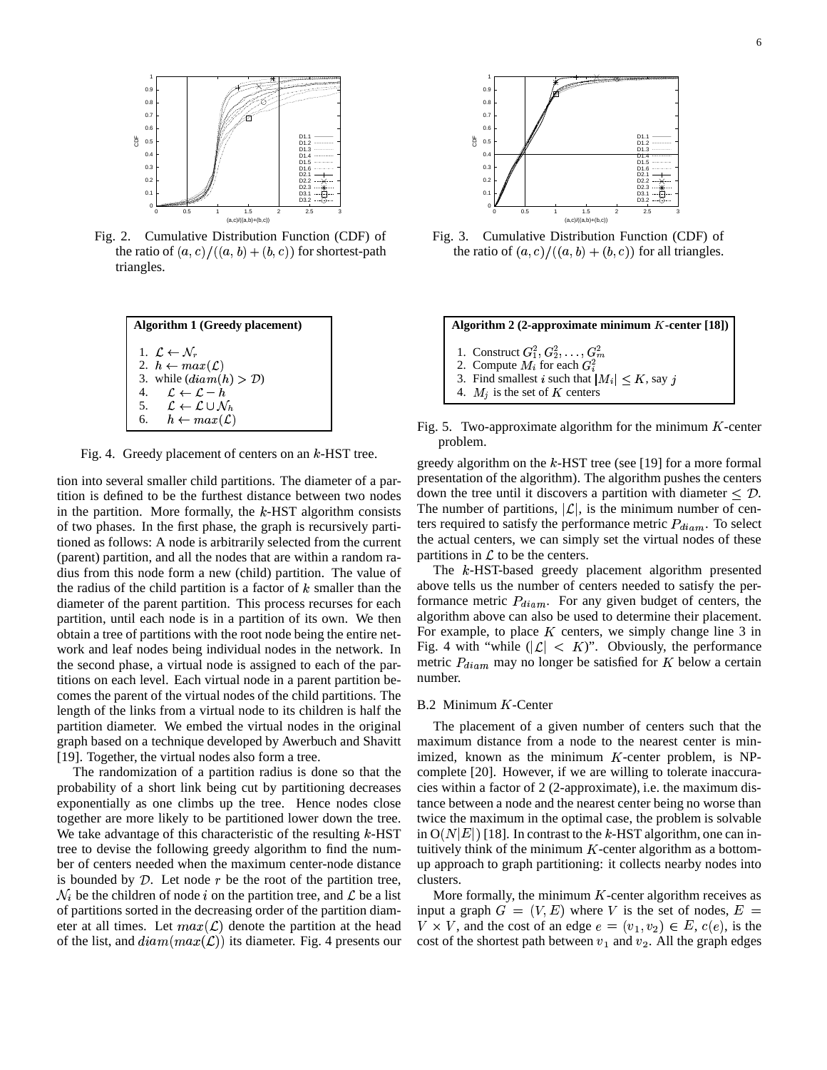Fig. 2. Cumulative Distribution Function (CDF) of the ratio of $(a, c)/((a, b) + (b, c))$ for shortest-path triangles.

Fig. 3. Cumulative Distribution Function (CDF) of the ratio of $(a, c)/((a, b) + (b, c))$ for all triangles.

**Algorithm 1 (Greedy placement)**

1. $\mathcal{L} \leftarrow \mathcal{N}_r$
2. $h \leftarrow max(\mathcal{L})$
3. while $(diam(h) > \mathcal{D})$
4. $\quad \mathcal{L} \leftarrow \mathcal{L} - h$
5. $\quad \mathcal{L} \leftarrow \mathcal{L} \cup \mathcal{N}_h$
6. $\quad h \leftarrow max(\mathcal{L})$

Fig. 4. Greedy placement of centers on an $k$-HST tree.

tion into several smaller child partitions. The diameter of a partition is defined to be the furthest distance between two nodes in the partition. More formally, the $k$-HST algorithm consists of two phases. In the first phase, the graph is recursively partitioned as follows: A node is arbitrarily selected from the current (parent) partition, and all the nodes that are within a random radius from this node form a new (child) partition. The value of the radius of the child partition is a factor of $k$ smaller than the diameter of the parent partition. This process recurses for each partition, until each node is in a partition of its own. We then obtain a tree of partitions with the root node being the entire network and leaf nodes being individual nodes in the network. In the second phase, a virtual node is assigned to each of the partitions on each level. Each virtual node in a parent partition becomes the parent of the virtual nodes of the child partitions. The length of the links from a virtual node to its children is half the partition diameter. We embed the virtual nodes in the original graph based on a technique developed by Awerbuch and Shavitt [19]. Together, the virtual nodes also form a tree.

The randomization of a partition radius is done so that the probability of a short link being cut by partitioning decreases exponentially as one climbs up the tree. Hence nodes close together are more likely to be partitioned lower down the tree. We take advantage of this characteristic of the resulting $k$-HST tree to devise the following greedy algorithm to find the number of centers needed when the maximum center-node distance is bounded by $\mathcal{D}$. Let node $r$ be the root of the partition tree, $\mathcal{N}_i$ be the children of node $i$ on the partition tree, and $\mathcal{L}$ be a list of partitions sorted in the decreasing order of the partition diameter at all times. Let $max(\mathcal{L})$ denote the partition at the head of the list, and $diam(max(\mathcal{L}))$ its diameter. Fig. 4 presents our greedy algorithm on the $k$-HST tree (see [19] for a more formal presentation of the algorithm). The algorithm pushes the centers down the tree until it discovers a partition with diameter $\leq \mathcal{D}$. The number of partitions, $|\mathcal{L}|$, is the minimum number of centers required to satisfy the performance metric $P_{diam}$. To select the actual centers, we can simply set the virtual nodes of these partitions in $\mathcal{L}$ to be the centers.

**Algorithm 2 (2-approximate minimum $K$-center [18])**

1. Construct $G_1^2, G_2^2, \ldots, G_m^2$
2. Compute $M_i$ for each $G_i^2$
3. Find smallest $i$ such that $|M_i| \leq K$, say $j$
4. $M_j$ is the set of $K$ centers

Fig. 5. Two-approximate algorithm for the minimum $K$-center problem.

The $k$-HST-based greedy placement algorithm presented above tells us the number of centers needed to satisfy the performance metric $P_{diam}$. For any given budget of centers, the algorithm above can also be used to determine their placement. For example, to place $K$ centers, we simply change line 3 in Fig. 4 with "while $(|\mathcal{L}| < K)$". Obviously, the performance metric $P_{diam}$ may no longer be satisfied for $K$ below a certain number.

### B.2 Minimum $K$-Center

The placement of a given number of centers such that the maximum distance from a node to the nearest center is minimized, known as the minimum $K$-center problem, is NP-complete [20]. However, if we are willing to tolerate inaccuracies within a factor of 2 (2-approximate), i.e. the maximum distance between a node and the nearest center being no worse than twice the maximum in the optimal case, the problem is solvable in $O(N|E|)$ [18]. In contrast to the $k$-HST algorithm, one can intuitively think of the minimum $K$-center algorithm as a bottom-up approach to graph partitioning: it collects nearby nodes into clusters.

More formally, the minimum $K$-center algorithm receives as input a graph $G = (V, E)$ where $V$ is the set of nodes, $E = V \times V$, and the cost of an edge $e = (v_1, v_2) \in E$, $c(e)$, is the cost of the shortest path between $v_1$ and $v_2$. All the graph edges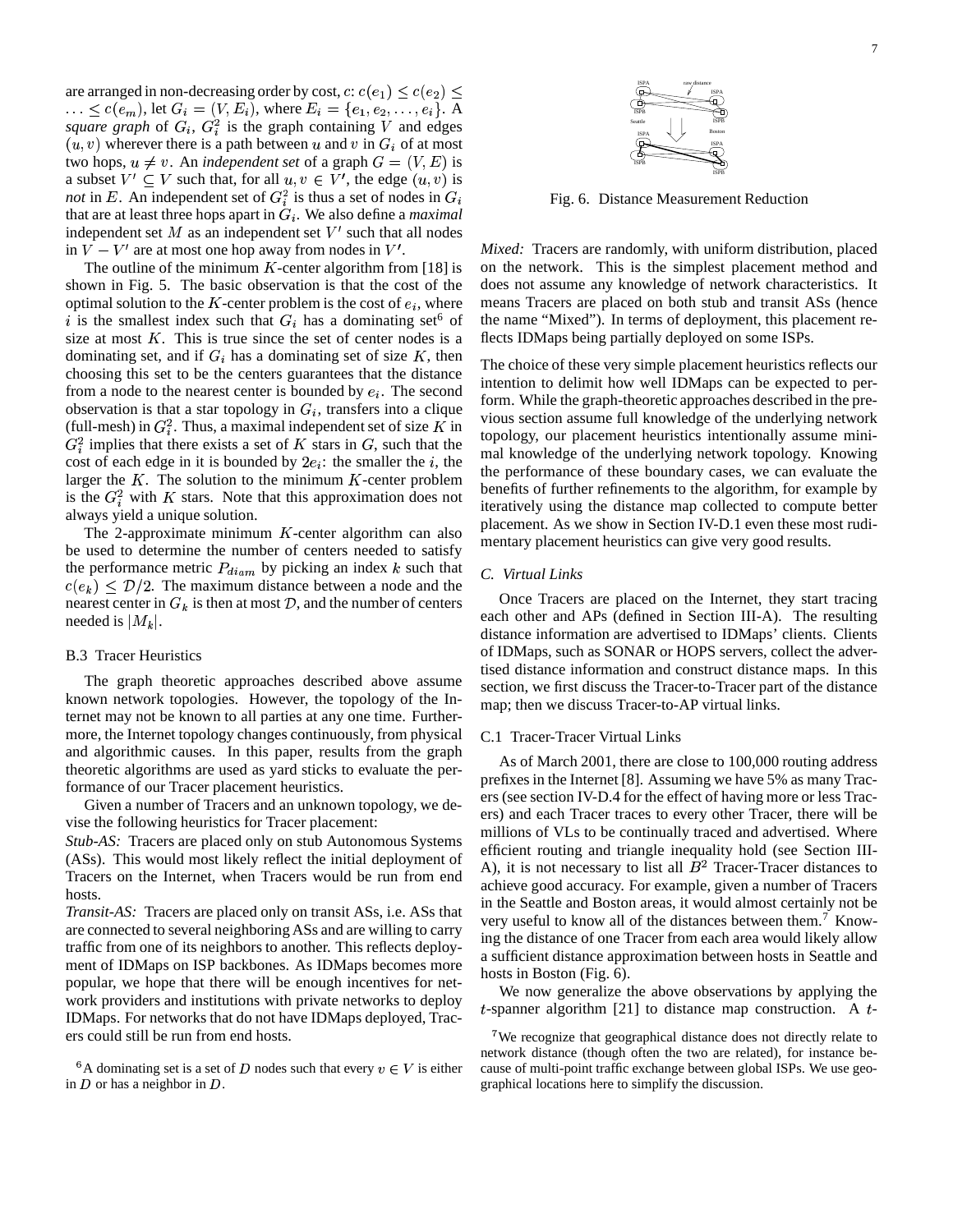are arranged in non-decreasing order by cost, $c$: $c(e_1) \leq c(e_2) \leq \ldots \leq c(e_m)$, let $G_i = (V, E_i)$, where $E_i = \{e_1, e_2, \ldots, e_i\}$. A *square graph* of $G_i$, $G_i^2$ is the graph containing $V$ and edges $(u, v)$ wherever there is a path between $u$ and $v$ in $G_i$ of at most two hops, $u \neq v$. An *independent set* of a graph $G = (V, E)$ is a subset $V' \subseteq V$ such that, for all $u, v \in V'$, the edge $(u, v)$ is *not* in $E$. An independent set of $G_i^2$ is thus a set of nodes in $G_i$ that are at least three hops apart in $G_i$. We also define a *maximal* independent set $M$ as an independent set $V'$ such that all nodes in $V - V'$ are at most one hop away from nodes in $V'$.

The outline of the minimum $K$-center algorithm from [18] is shown in Fig. 5. The basic observation is that the cost of the optimal solution to the $K$-center problem is the cost of $e_i$, where $i$ is the smallest index such that $G_i$ has a dominating set[6] of size at most $K$. This is true since the set of center nodes is a dominating set, and if $G_i$ has a dominating set of size $K$, then choosing this set to be the centers guarantees that the distance from a node to the nearest center is bounded by $e_i$. The second observation is that a star topology in $G_i$, transfers into a clique (full-mesh) in $G_i^2$. Thus, a maximal independent set of size $K$ in $G_i^2$ implies that there exists a set of $K$ stars in $G$, such that the cost of each edge in it is bounded by $2e_i$: the smaller the $i$, the larger the $K$. The solution to the minimum $K$-center problem is the $G_i^2$ with $K$ stars. Note that this approximation does not always yield a unique solution.

The 2-approximate minimum $K$-center algorithm can also be used to determine the number of centers needed to satisfy the performance metric $P_{diam}$ by picking an index $k$ such that $c(e_k) \leq \mathcal{D}/2$. The maximum distance between a node and the nearest center in $G_k$ is then at most $\mathcal{D}$, and the number of centers needed is $|M_k|$.

### B.3 Tracer Heuristics

The graph theoretic approaches described above assume known network topologies. However, the topology of the Internet may not be known to all parties at any one time. Furthermore, the Internet topology changes continuously, from physical and algorithmic causes. In this paper, results from the graph theoretic algorithms are used as yard sticks to evaluate the performance of our Tracer placement heuristics.

Given a number of Tracers and an unknown topology, we devise the following heuristics for Tracer placement:

*Stub-AS:* Tracers are placed only on stub Autonomous Systems (ASs). This would most likely reflect the initial deployment of Tracers on the Internet, when Tracers would be run from end hosts.

*Transit-AS:* Tracers are placed only on transit ASs, i.e. ASs that are connected to several neighboring ASs and are willing to carry traffic from one of its neighbors to another. This reflects deployment of IDMaps on ISP backbones. As IDMaps becomes more popular, we hope that there will be enough incentives for network providers and institutions with private networks to deploy IDMaps. For networks that do not have IDMaps deployed, Tracers could still be run from end hosts.

[6] A dominating set is a set of $D$ nodes such that every $v \in V$ is either in $D$ or has a neighbor in $D$.

Fig. 6. Distance Measurement Reduction

*Mixed:* Tracers are randomly, with uniform distribution, placed on the network. This is the simplest placement method and does not assume any knowledge of network characteristics. It means Tracers are placed on both stub and transit ASs (hence the name "Mixed"). In terms of deployment, this placement reflects IDMaps being partially deployed on some ISPs.

The choice of these very simple placement heuristics reflects our intention to delimit how well IDMaps can be expected to perform. While the graph-theoretic approaches described in the previous section assume full knowledge of the underlying network topology, our placement heuristics intentionally assume minimal knowledge of the underlying network topology. Knowing the performance of these boundary cases, we can evaluate the benefits of further refinements to the algorithm, for example by iteratively using the distance map collected to compute better placement. As we show in Section IV-D.1 even these most rudimentary placement heuristics can give very good results.

## C. Virtual Links

Once Tracers are placed on the Internet, they start tracing each other and APs (defined in Section III-A). The resulting distance information are advertised to IDMaps' clients. Clients of IDMaps, such as SONAR or HOPS servers, collect the advertised distance information and construct distance maps. In this section, we first discuss the Tracer-to-Tracer part of the distance map; then we discuss Tracer-to-AP virtual links.

### C.1 Tracer-Tracer Virtual Links

As of March 2001, there are close to 100,000 routing address prefixes in the Internet [8]. Assuming we have 5% as many Tracers (see section IV-D.4 for the effect of having more or less Tracers) and each Tracer traces to every other Tracer, there will be millions of VLs to be continually traced and advertised. Where efficient routing and triangle inequality hold (see Section III-A), it is not necessary to list all $B^2$ Tracer-Tracer distances to achieve good accuracy. For example, given a number of Tracers in the Seattle and Boston areas, it would almost certainly not be very useful to know all of the distances between them.[7] Knowing the distance of one Tracer from each area would likely allow a sufficient distance approximation between hosts in Seattle and hosts in Boston (Fig. 6).

We now generalize the above observations by applying the $t$-spanner algorithm [21] to distance map construction. A $t$-

[7] We recognize that geographical distance does not directly relate to network distance (though often the two are related), for instance because of multi-point traffic exchange between global ISPs. We use geographical locations here to simplify the discussion.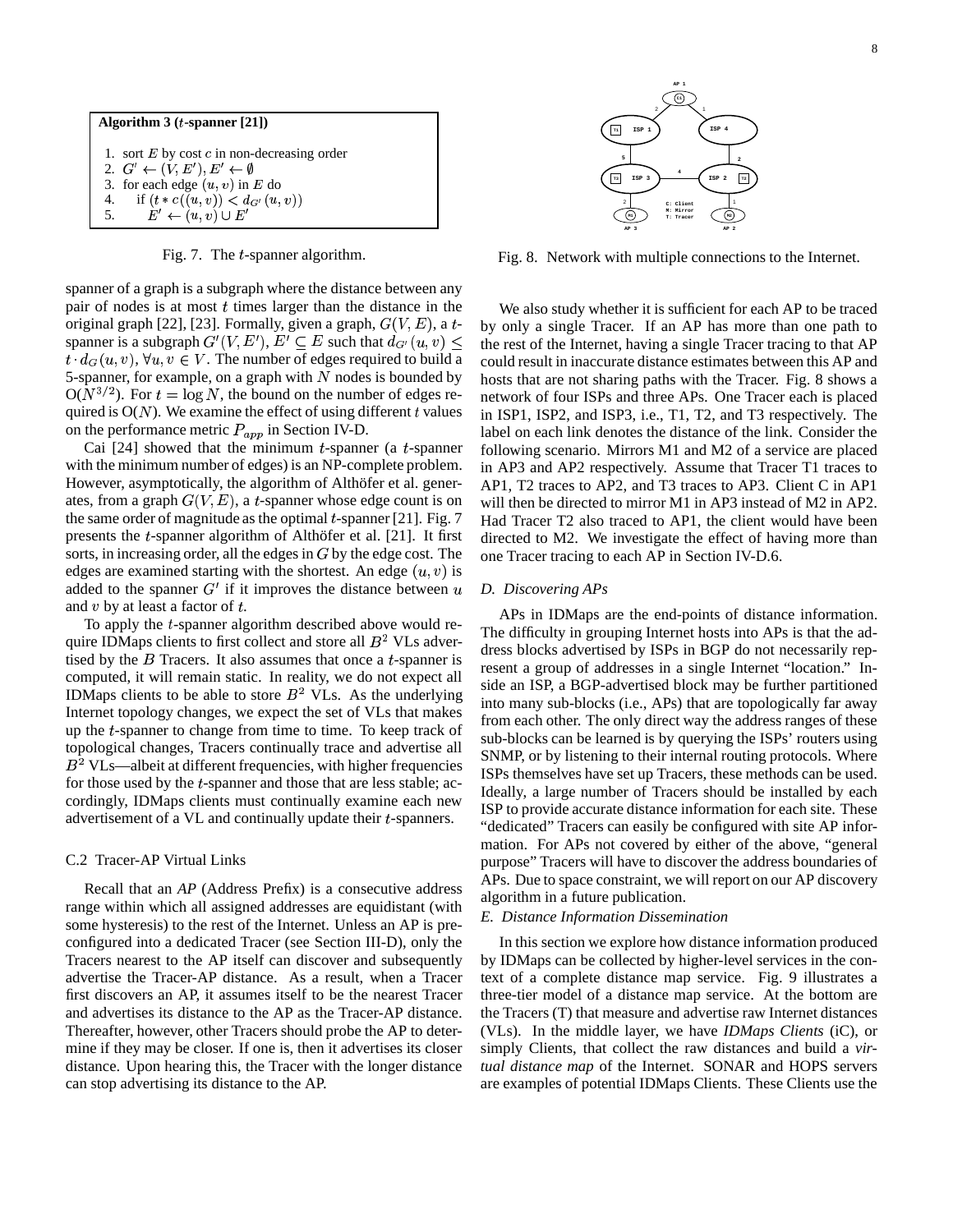**Algorithm 3 ($t$-spanner [21])**

1. sort $E$ by cost $c$ in non-decreasing order
2. $G' \leftarrow (V, E'), E' \leftarrow \emptyset$
3. for each edge $(u, v)$ in $E$ do
4.   if $(t * c((u, v)) < d_{G'}(u, v))$
5.     $E' \leftarrow (u, v) \cup E'$

Fig. 7. The $t$-spanner algorithm.

spanner of a graph is a subgraph where the distance between any pair of nodes is at most $t$ times larger than the distance in the original graph [22], [23]. Formally, given a graph, $G(V, E)$, a $t$-spanner is a subgraph $G'(V, E')$, $E' \subseteq E$ such that $d_{G'}(u, v) \leq t \cdot d_G(u, v), \forall u, v \in V$. The number of edges required to build a 5-spanner, for example, on a graph with $N$ nodes is bounded by O($N^{3/2}$). For $t = \log N$, the bound on the number of edges required is O($N$). We examine the effect of using different $t$ values on the performance metric $P_{app}$ in Section IV-D.

Cai [24] showed that the minimum $t$-spanner (a $t$-spanner with the minimum number of edges) is an NP-complete problem. However, asymptotically, the algorithm of Althöfer et al. generates, from a graph $G(V, E)$, a $t$-spanner whose edge count is on the same order of magnitude as the optimal $t$-spanner [21]. Fig. 7 presents the $t$-spanner algorithm of Althöfer et al. [21]. It first sorts, in increasing order, all the edges in $G$ by the edge cost. The edges are examined starting with the shortest. An edge $(u, v)$ is added to the spanner $G'$ if it improves the distance between $u$ and $v$ by at least a factor of $t$.

To apply the $t$-spanner algorithm described above would require IDMaps clients to first collect and store all $B^2$ VLs advertised by the $B$ Tracers. It also assumes that once a $t$-spanner is computed, it will remain static. In reality, we do not expect all IDMaps clients to be able to store $B^2$ VLs. As the underlying Internet topology changes, we expect the set of VLs that makes up the $t$-spanner to change from time to time. To keep track of topological changes, Tracers continually trace and advertise all $B^2$ VLs—albeit at different frequencies, with higher frequencies for those used by the $t$-spanner and those that are less stable; accordingly, IDMaps clients must continually examine each new advertisement of a VL and continually update their $t$-spanners.

### C.2 Tracer-AP Virtual Links

Recall that an *AP* (Address Prefix) is a consecutive address range within which all assigned addresses are equidistant (with some hysteresis) to the rest of the Internet. Unless an AP is preconfigured into a dedicated Tracer (see Section III-D), only the Tracers nearest to the AP itself can discover and subsequently advertise the Tracer-AP distance. As a result, when a Tracer first discovers an AP, it assumes itself to be the nearest Tracer and advertises its distance to the AP as the Tracer-AP distance. Thereafter, however, other Tracers should probe the AP to determine if they may be closer. If one is, then it advertises its closer distance. Upon hearing this, the Tracer with the longer distance can stop advertising its distance to the AP.

Fig. 8. Network with multiple connections to the Internet.

We also study whether it is sufficient for each AP to be traced by only a single Tracer. If an AP has more than one path to the rest of the Internet, having a single Tracer tracing to that AP could result in inaccurate distance estimates between this AP and hosts that are not sharing paths with the Tracer. Fig. 8 shows a network of four ISPs and three APs. One Tracer each is placed in ISP1, ISP2, and ISP3, i.e., T1, T2, and T3 respectively. The label on each link denotes the distance of the link. Consider the following scenario. Mirrors M1 and M2 of a service are placed in AP3 and AP2 respectively. Assume that Tracer T1 traces to AP1, T2 traces to AP2, and T3 traces to AP3. Client C in AP1 will then be directed to mirror M1 in AP3 instead of M2 in AP2. Had Tracer T2 also traced to AP1, the client would have been directed to M2. We investigate the effect of having more than one Tracer tracing to each AP in Section IV-D.6.

### D. Discovering APs

APs in IDMaps are the end-points of distance information. The difficulty in grouping Internet hosts into APs is that the address blocks advertised by ISPs in BGP do not necessarily represent a group of addresses in a single Internet "location." Inside an ISP, a BGP-advertised block may be further partitioned into many sub-blocks (i.e., APs) that are topologically far away from each other. The only direct way the address ranges of these sub-blocks can be learned is by querying the ISPs' routers using SNMP, or by listening to their internal routing protocols. Where ISPs themselves have set up Tracers, these methods can be used. Ideally, a large number of Tracers should be installed by each ISP to provide accurate distance information for each site. These "dedicated" Tracers can easily be configured with site AP information. For APs not covered by either of the above, "general purpose" Tracers will have to discover the address boundaries of APs. Due to space constraint, we will report on our AP discovery algorithm in a future publication.

### E. Distance Information Dissemination

In this section we explore how distance information produced by IDMaps can be collected by higher-level services in the context of a complete distance map service. Fig. 9 illustrates a three-tier model of a distance map service. At the bottom are the Tracers (T) that measure and advertise raw Internet distances (VLs). In the middle layer, we have *IDMaps Clients* (iC), or simply Clients, that collect the raw distances and build a *virtual distance map* of the Internet. SONAR and HOPS servers are examples of potential IDMaps Clients. These Clients use the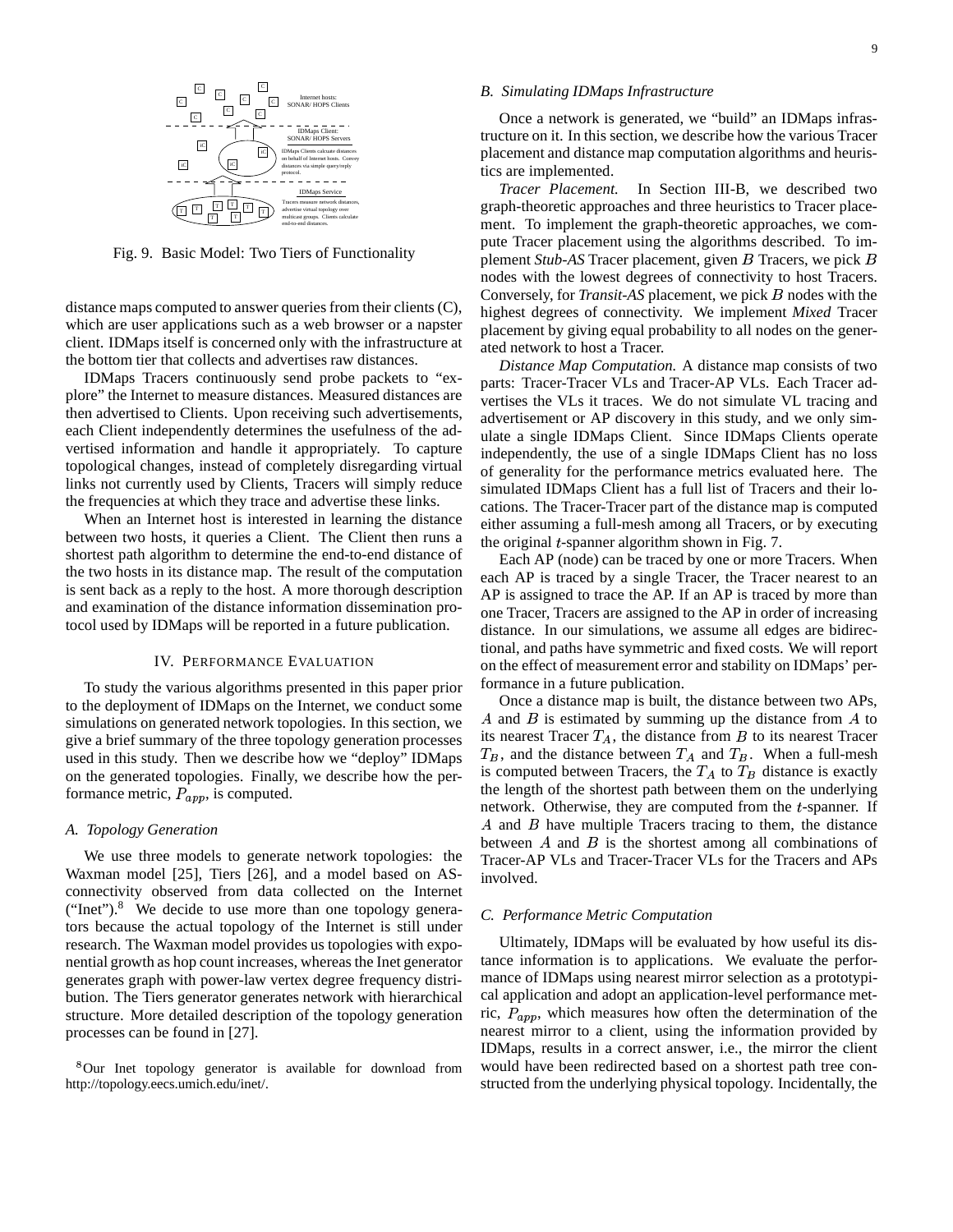Fig. 9. Basic Model: Two Tiers of Functionality

distance maps computed to answer queries from their clients (C), which are user applications such as a web browser or a napster client. IDMaps itself is concerned only with the infrastructure at the bottom tier that collects and advertises raw distances.

IDMaps Tracers continuously send probe packets to "explore" the Internet to measure distances. Measured distances are then advertised to Clients. Upon receiving such advertisements, each Client independently determines the usefulness of the advertised information and handle it appropriately. To capture topological changes, instead of completely disregarding virtual links not currently used by Clients, Tracers will simply reduce the frequencies at which they trace and advertise these links.

When an Internet host is interested in learning the distance between two hosts, it queries a Client. The Client then runs a shortest path algorithm to determine the end-to-end distance of the two hosts in its distance map. The result of the computation is sent back as a reply to the host. A more thorough description and examination of the distance information dissemination protocol used by IDMaps will be reported in a future publication.

## IV. Performance Evaluation

To study the various algorithms presented in this paper prior to the deployment of IDMaps on the Internet, we conduct some simulations on generated network topologies. In this section, we give a brief summary of the three topology generation processes used in this study. Then we describe how we "deploy" IDMaps on the generated topologies. Finally, we describe how the performance metric, $P_{app}$, is computed.

### A. Topology Generation

We use three models to generate network topologies: the Waxman model [25], Tiers [26], and a model based on AS-connectivity observed from data collected on the Internet ("Inet").[8] We decide to use more than one topology generators because the actual topology of the Internet is still under research. The Waxman model provides us topologies with exponential growth as hop count increases, whereas the Inet generator generates graph with power-law vertex degree frequency distribution. The Tiers generator generates network with hierarchical structure. More detailed description of the topology generation processes can be found in [27].

[8] Our Inet topology generator is available for download from http://topology.eecs.umich.edu/inet/.

### B. Simulating IDMaps Infrastructure

Once a network is generated, we "build" an IDMaps infrastructure on it. In this section, we describe how the various Tracer placement and distance map computation algorithms and heuristics are implemented.

*Tracer Placement.* In Section III-B, we described two graph-theoretic approaches and three heuristics to Tracer placement. To implement the graph-theoretic approaches, we compute Tracer placement using the algorithms described. To implement *Stub-AS* Tracer placement, given $B$ Tracers, we pick $B$ nodes with the lowest degrees of connectivity to host Tracers. Conversely, for *Transit-AS* placement, we pick $B$ nodes with the highest degrees of connectivity. We implement *Mixed* Tracer placement by giving equal probability to all nodes on the generated network to host a Tracer.

*Distance Map Computation.* A distance map consists of two parts: Tracer-Tracer VLs and Tracer-AP VLs. Each Tracer advertises the VLs it traces. We do not simulate VL tracing and advertisement or AP discovery in this study, and we only simulate a single IDMaps Client. Since IDMaps Clients operate independently, the use of a single IDMaps Client has no loss of generality for the performance metrics evaluated here. The simulated IDMaps Client has a full list of Tracers and their locations. The Tracer-Tracer part of the distance map is computed either assuming a full-mesh among all Tracers, or by executing the original $t$-spanner algorithm shown in Fig. 7.

Each AP (node) can be traced by one or more Tracers. When each AP is traced by a single Tracer, the Tracer nearest to an AP is assigned to trace the AP. If an AP is traced by more than one Tracer, Tracers are assigned to the AP in order of increasing distance. In our simulations, we assume all edges are bidirectional, and paths have symmetric and fixed costs. We will report on the effect of measurement error and stability on IDMaps' performance in a future publication.

Once a distance map is built, the distance between two APs, $A$ and $B$ is estimated by summing up the distance from $A$ to its nearest Tracer $T_A$, the distance from $B$ to its nearest Tracer $T_B$, and the distance between $T_A$ and $T_B$. When a full-mesh is computed between Tracers, the $T_A$ to $T_B$ distance is exactly the length of the shortest path between them on the underlying network. Otherwise, they are computed from the $t$-spanner. If $A$ and $B$ have multiple Tracers tracing to them, the distance between $A$ and $B$ is the shortest among all combinations of Tracer-AP VLs and Tracer-Tracer VLs for the Tracers and APs involved.

### C. Performance Metric Computation

Ultimately, IDMaps will be evaluated by how useful its distance information is to applications. We evaluate the performance of IDMaps using nearest mirror selection as a prototypical application and adopt an application-level performance metric, $P_{app}$, which measures how often the determination of the nearest mirror to a client, using the information provided by IDMaps, results in a correct answer, i.e., the mirror the client would have been redirected based on a shortest path tree constructed from the underlying physical topology. Incidentally, the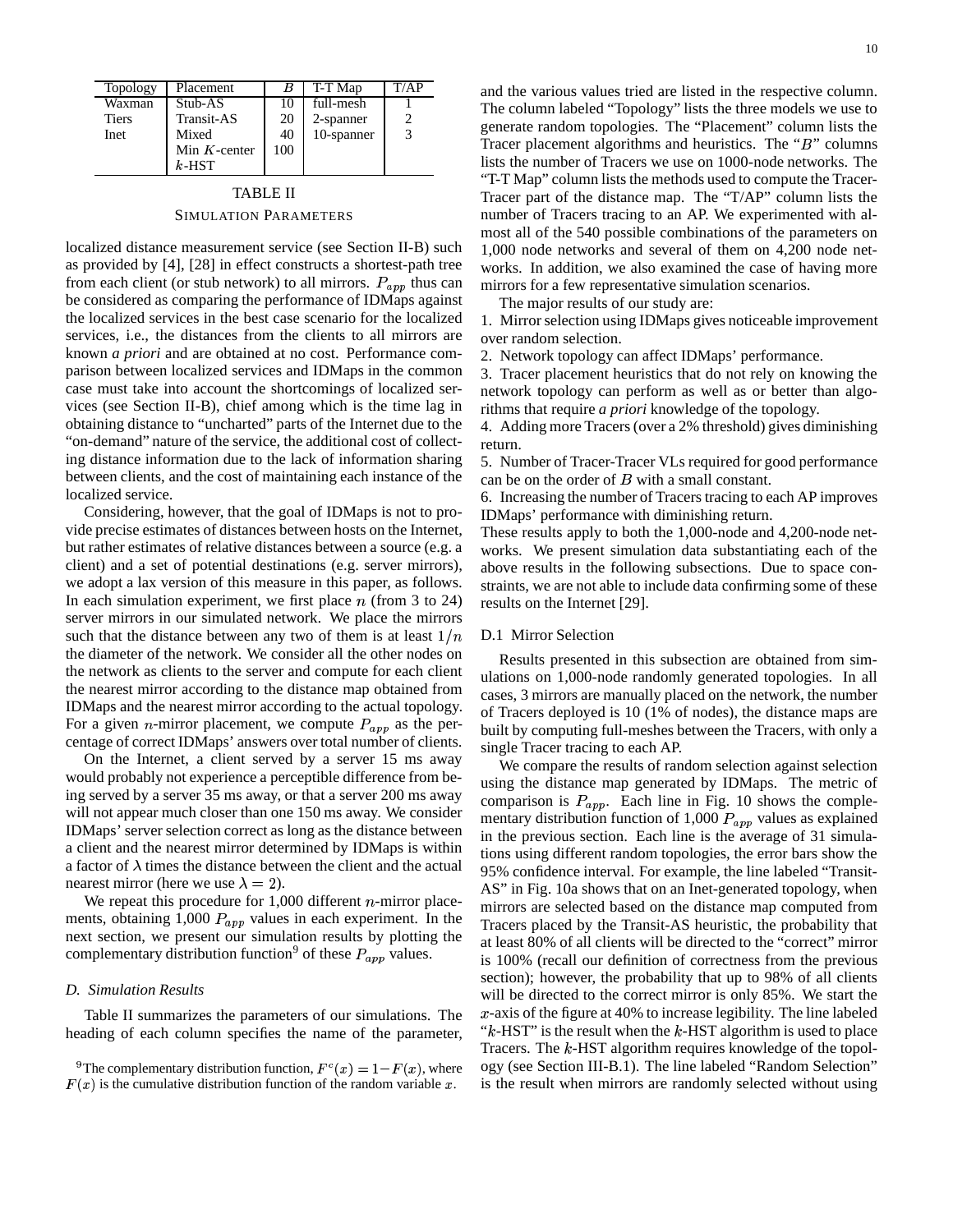| Topology | Placement | $B$ | T-T Map | T/AP |
|---|---|---|---|---|
| Waxman | Stub-AS | 10 | full-mesh | 1 |
| Tiers | Transit-AS | 20 | 2-spanner | 2 |
| Inet | Mixed | 40 | 10-spanner | 3 |
| | Min $K$-center | 100 | | |
| | $k$-HST | | | |

TABLE II

SIMULATION PARAMETERS

localized distance measurement service (see Section II-B) such as provided by [4], [28] in effect constructs a shortest-path tree from each client (or stub network) to all mirrors. $P_{app}$ thus can be considered as comparing the performance of IDMaps against the localized services in the best case scenario for the localized services, i.e., the distances from the clients to all mirrors are known *a priori* and are obtained at no cost. Performance comparison between localized services and IDMaps in the common case must take into account the shortcomings of localized services (see Section II-B), chief among which is the time lag in obtaining distance to "uncharted" parts of the Internet due to the "on-demand" nature of the service, the additional cost of collecting distance information due to the lack of information sharing between clients, and the cost of maintaining each instance of the localized service.

Considering, however, that the goal of IDMaps is not to provide precise estimates of distances between hosts on the Internet, but rather estimates of relative distances between a source (e.g. a client) and a set of potential destinations (e.g. server mirrors), we adopt a lax version of this measure in this paper, as follows. In each simulation experiment, we first place $n$ (from 3 to 24) server mirrors in our simulated network. We place the mirrors such that the distance between any two of them is at least $1/n$ the diameter of the network. We consider all the other nodes on the network as clients to the server and compute for each client the nearest mirror according to the distance map obtained from IDMaps and the nearest mirror according to the actual topology. For a given $n$-mirror placement, we compute $P_{app}$ as the percentage of correct IDMaps' answers over total number of clients.

On the Internet, a client served by a server 15 ms away would probably not experience a perceptible difference from being served by a server 35 ms away, or that a server 200 ms away will not appear much closer than one 150 ms away. We consider IDMaps' server selection correct as long as the distance between a client and the nearest mirror determined by IDMaps is within a factor of $\lambda$ times the distance between the client and the actual nearest mirror (here we use $\lambda = 2$).

We repeat this procedure for 1,000 different $n$-mirror placements, obtaining 1,000 $P_{app}$ values in each experiment. In the next section, we present our simulation results by plotting the complementary distribution function[9] of these $P_{app}$ values.

### D. Simulation Results

Table II summarizes the parameters of our simulations. The heading of each column specifies the name of the parameter, and the various values tried are listed in the respective column. The column labeled "Topology" lists the three models we use to generate random topologies. The "Placement" column lists the Tracer placement algorithms and heuristics. The "$B$" columns lists the number of Tracers we use on 1000-node networks. The "T-T Map" column lists the methods used to compute the Tracer-Tracer part of the distance map. The "T/AP" column lists the number of Tracers tracing to an AP. We experimented with almost all of the 540 possible combinations of the parameters on 1,000 node networks and several of them on 4,200 node networks. In addition, we also examined the case of having more mirrors for a few representative simulation scenarios.

The major results of our study are:

1. Mirror selection using IDMaps gives noticeable improvement over random selection.
2. Network topology can affect IDMaps' performance.
3. Tracer placement heuristics that do not rely on knowing the network topology can perform as well as or better than algorithms that require *a priori* knowledge of the topology.
4. Adding more Tracers (over a 2% threshold) gives diminishing return.
5. Number of Tracer-Tracer VLs required for good performance can be on the order of $B$ with a small constant.
6. Increasing the number of Tracers tracing to each AP improves IDMaps' performance with diminishing return.

These results apply to both the 1,000-node and 4,200-node networks. We present simulation data substantiating each of the above results in the following subsections. Due to space constraints, we are not able to include data confirming some of these results on the Internet [29].

#### D.1 Mirror Selection

Results presented in this subsection are obtained from simulations on 1,000-node randomly generated topologies. In all cases, 3 mirrors are manually placed on the network, the number of Tracers deployed is 10 (1% of nodes), the distance maps are built by computing full-meshes between the Tracers, with only a single Tracer tracing to each AP.

We compare the results of random selection against selection using the distance map generated by IDMaps. The metric of comparison is $P_{app}$. Each line in Fig. 10 shows the complementary distribution function of 1,000 $P_{app}$ values as explained in the previous section. Each line is the average of 31 simulations using different random topologies, the error bars show the 95% confidence interval. For example, the line labeled "Transit-AS" in Fig. 10a shows that on an Inet-generated topology, when mirrors are selected based on the distance map computed from Tracers placed by the Transit-AS heuristic, the probability that at least 80% of all clients will be directed to the "correct" mirror is 100% (recall our definition of correctness from the previous section); however, the probability that up to 98% of all clients will be directed to the correct mirror is only 85%. We start the $x$-axis of the figure at 40% to increase legibility. The line labeled "$k$-HST" is the result when the $k$-HST algorithm is used to place Tracers. The $k$-HST algorithm requires knowledge of the topology (see Section III-B.1). The line labeled "Random Selection" is the result when mirrors are randomly selected without using

[9] The complementary distribution function, $F^c(x) = 1 - F(x)$, where $F(x)$ is the cumulative distribution function of the random variable $x$.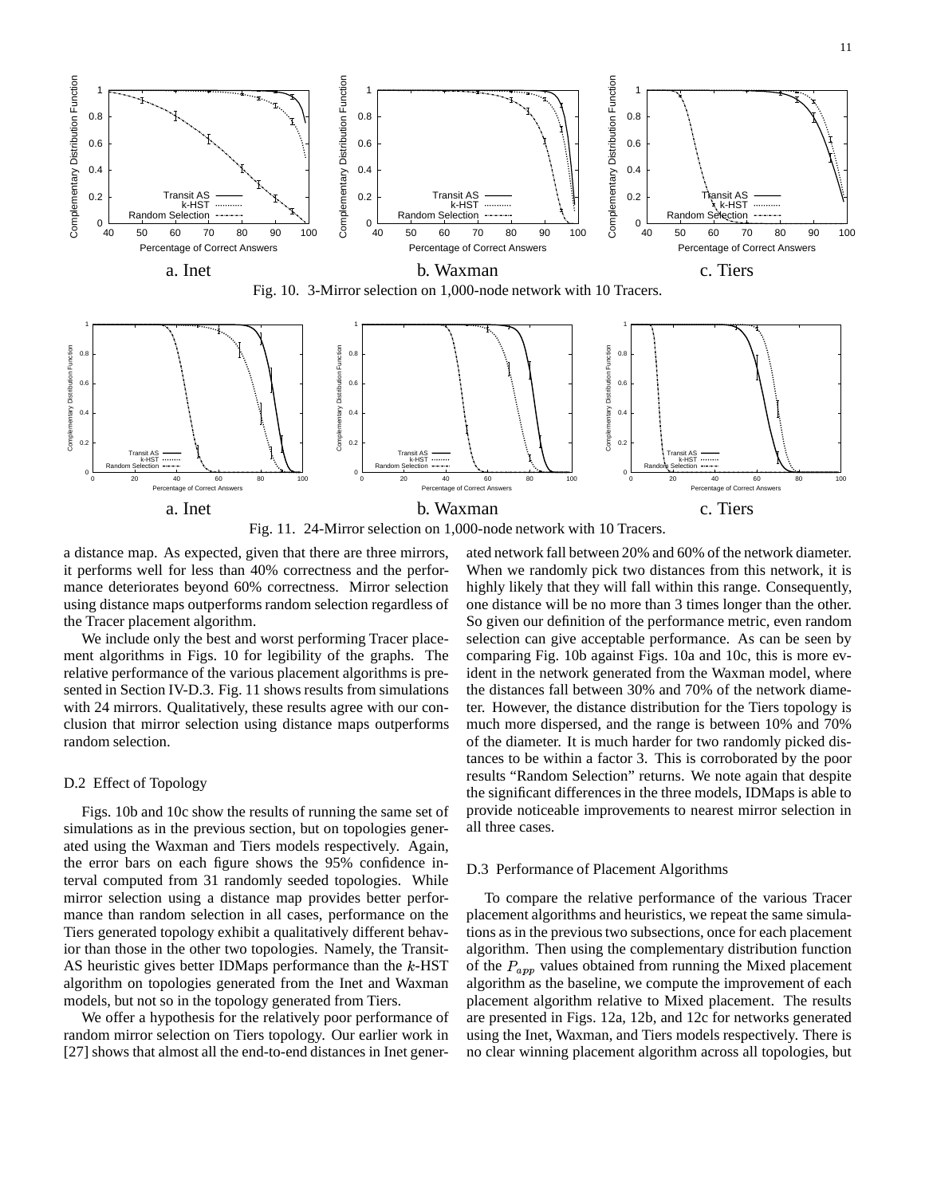Fig. 10. 3-Mirror selection on 1,000-node network with 10 Tracers.

Fig. 11. 24-Mirror selection on 1,000-node network with 10 Tracers.

a distance map. As expected, given that there are three mirrors, it performs well for less than 40% correctness and the performance deteriorates beyond 60% correctness. Mirror selection using distance maps outperforms random selection regardless of the Tracer placement algorithm.

We include only the best and worst performing Tracer placement algorithms in Figs. 10 for legibility of the graphs. The relative performance of the various placement algorithms is presented in Section IV-D.3. Fig. 11 shows results from simulations with 24 mirrors. Qualitatively, these results agree with our conclusion that mirror selection using distance maps outperforms random selection.

### D.2 Effect of Topology

Figs. 10b and 10c show the results of running the same set of simulations as in the previous section, but on topologies generated using the Waxman and Tiers models respectively. Again, the error bars on each figure shows the 95% confidence interval computed from 31 randomly seeded topologies. While mirror selection using a distance map provides better performance than random selection in all cases, performance on the Tiers generated topology exhibit a qualitatively different behavior than those in the other two topologies. Namely, the Transit-AS heuristic gives better IDMaps performance than the $k$-HST algorithm on topologies generated from the Inet and Waxman models, but not so in the topology generated from Tiers.

We offer a hypothesis for the relatively poor performance of random mirror selection on Tiers topology. Our earlier work in [27] shows that almost all the end-to-end distances in Inet generated network fall between 20% and 60% of the network diameter. When we randomly pick two distances from this network, it is highly likely that they will fall within this range. Consequently, one distance will be no more than 3 times longer than the other. So given our definition of the performance metric, even random selection can give acceptable performance. As can be seen by comparing Fig. 10b against Figs. 10a and 10c, this is more evident in the network generated from the Waxman model, where the distances fall between 30% and 70% of the network diameter. However, the distance distribution for the Tiers topology is much more dispersed, and the range is between 10% and 70% of the diameter. It is much harder for two randomly picked distances to be within a factor 3. This is corroborated by the poor results "Random Selection" returns. We note again that despite the significant differences in the three models, IDMaps is able to provide noticeable improvements to nearest mirror selection in all three cases.

### D.3 Performance of Placement Algorithms

To compare the relative performance of the various Tracer placement algorithms and heuristics, we repeat the same simulations as in the previous two subsections, once for each placement algorithm. Then using the complementary distribution function of the $P_{app}$ values obtained from running the Mixed placement algorithm as the baseline, we compute the improvement of each placement algorithm relative to Mixed placement. The results are presented in Figs. 12a, 12b, and 12c for networks generated using the Inet, Waxman, and Tiers models respectively. There is no clear winning placement algorithm across all topologies, but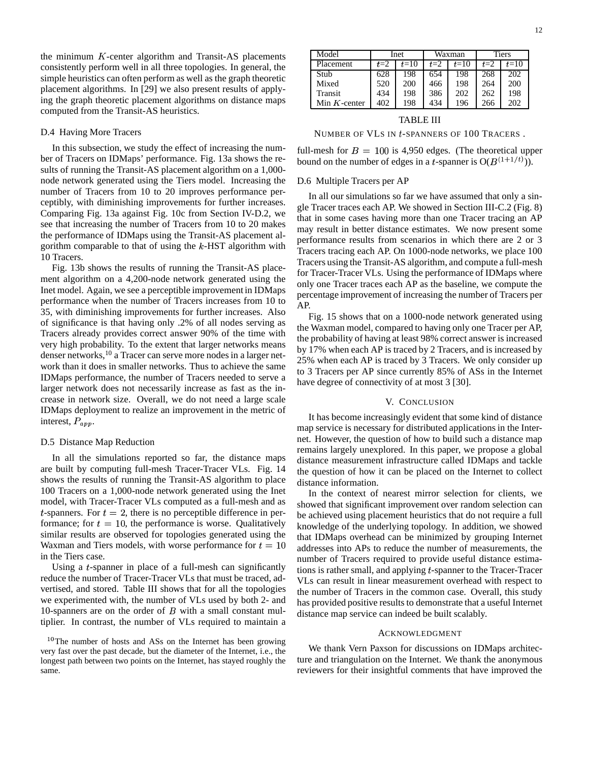the minimum $K$-center algorithm and Transit-AS placements consistently perform well in all three topologies. In general, the simple heuristics can often perform as well as the graph theoretic placement algorithms. In [29] we also present results of applying the graph theoretic placement algorithms on distance maps computed from the Transit-AS heuristics.

### D.4 Having More Tracers

In this subsection, we study the effect of increasing the number of Tracers on IDMaps' performance. Fig. 13a shows the results of running the Transit-AS placement algorithm on a 1,000-node network generated using the Tiers model. Increasing the number of Tracers from 10 to 20 improves performance perceptibly, with diminishing improvements for further increases. Comparing Fig. 13a against Fig. 10c from Section IV-D.2, we see that increasing the number of Tracers from 10 to 20 makes the performance of IDMaps using the Transit-AS placement algorithm comparable to that of using the $k$-HST algorithm with 10 Tracers.

Fig. 13b shows the results of running the Transit-AS placement algorithm on a 4,200-node network generated using the Inet model. Again, we see a perceptible improvement in IDMaps performance when the number of Tracers increases from 10 to 35, with diminishing improvements for further increases. Also of significance is that having only .2% of all nodes serving as Tracers already provides correct answer 90% of the time with very high probability. To the extent that larger networks means denser networks,[10] a Tracer can serve more nodes in a larger network than it does in smaller networks. Thus to achieve the same IDMaps performance, the number of Tracers needed to serve a larger network does not necessarily increase as fast as the increase in network size. Overall, we do not need a large scale IDMaps deployment to realize an improvement in the metric of interest, $P_{app}$.

### D.5 Distance Map Reduction

In all the simulations reported so far, the distance maps are built by computing full-mesh Tracer-Tracer VLs. Fig. 14 shows the results of running the Transit-AS algorithm to place 100 Tracers on a 1,000-node network generated using the Inet model, with Tracer-Tracer VLs computed as a full-mesh and as $t$-spanners. For $t = 2$, there is no perceptible difference in performance; for $t = 10$, the performance is worse. Qualitatively similar results are observed for topologies generated using the Waxman and Tiers models, with worse performance for $t = 10$ in the Tiers case.

Using a $t$-spanner in place of a full-mesh can significantly reduce the number of Tracer-Tracer VLs that must be traced, advertised, and stored. Table III shows that for all the topologies we experimented with, the number of VLs used by both 2- and 10-spanners are on the order of $B$ with a small constant multiplier. In contrast, the number of VLs required to maintain a full-mesh for $B = 100$ is 4,950 edges. (The theoretical upper bound on the number of edges in a $t$-spanner is $O(B^{(1+1/t)})$).

[10] The number of hosts and ASs on the Internet has been growing very fast over the past decade, but the diameter of the Internet, i.e., the longest path between two points on the Internet, has stayed roughly the same.

| Model | Inet | | Waxman | | Tiers | |
|---|---|---|---|---|---|---|
| Placement | $t$=2 | $t$=10 | $t$=2 | $t$=10 | $t$=2 | $t$=10 |
| Stub | 628 | 198 | 654 | 198 | 268 | 202 |
| Mixed | 520 | 200 | 466 | 198 | 264 | 200 |
| Transit | 434 | 198 | 386 | 202 | 262 | 198 |
| Min $K$-center | 402 | 198 | 434 | 196 | 266 | 202 |

TABLE III

NUMBER OF VLS IN $t$-SPANNERS OF 100 TRACERS .

### D.6 Multiple Tracers per AP

In all our simulations so far we have assumed that only a single Tracer traces each AP. We showed in Section III-C.2 (Fig. 8) that in some cases having more than one Tracer tracing an AP may result in better distance estimates. We now present some performance results from scenarios in which there are 2 or 3 Tracers tracing each AP. On 1000-node networks, we place 100 Tracers using the Transit-AS algorithm, and compute a full-mesh for Tracer-Tracer VLs. Using the performance of IDMaps where only one Tracer traces each AP as the baseline, we compute the percentage improvement of increasing the number of Tracers per AP.

Fig. 15 shows that on a 1000-node network generated using the Waxman model, compared to having only one Tracer per AP, the probability of having at least 98% correct answer is increased by 17% when each AP is traced by 2 Tracers, and is increased by 25% when each AP is traced by 3 Tracers. We only consider up to 3 Tracers per AP since currently 85% of ASs in the Internet have degree of connectivity of at most 3 [30].

## V. CONCLUSION

It has become increasingly evident that some kind of distance map service is necessary for distributed applications in the Internet. However, the question of how to build such a distance map remains largely unexplored. In this paper, we propose a global distance measurement infrastructure called IDMaps and tackle the question of how it can be placed on the Internet to collect distance information.

In the context of nearest mirror selection for clients, we showed that significant improvement over random selection can be achieved using placement heuristics that do not require a full knowledge of the underlying topology. In addition, we showed that IDMaps overhead can be minimized by grouping Internet addresses into APs to reduce the number of measurements, the number of Tracers required to provide useful distance estimations is rather small, and applying $t$-spanner to the Tracer-Tracer VLs can result in linear measurement overhead with respect to the number of Tracers in the common case. Overall, this study has provided positive results to demonstrate that a useful Internet distance map service can indeed be built scalably.

## ACKNOWLEDGMENT

We thank Vern Paxson for discussions on IDMaps architecture and triangulation on the Internet. We thank the anonymous reviewers for their insightful comments that have improved the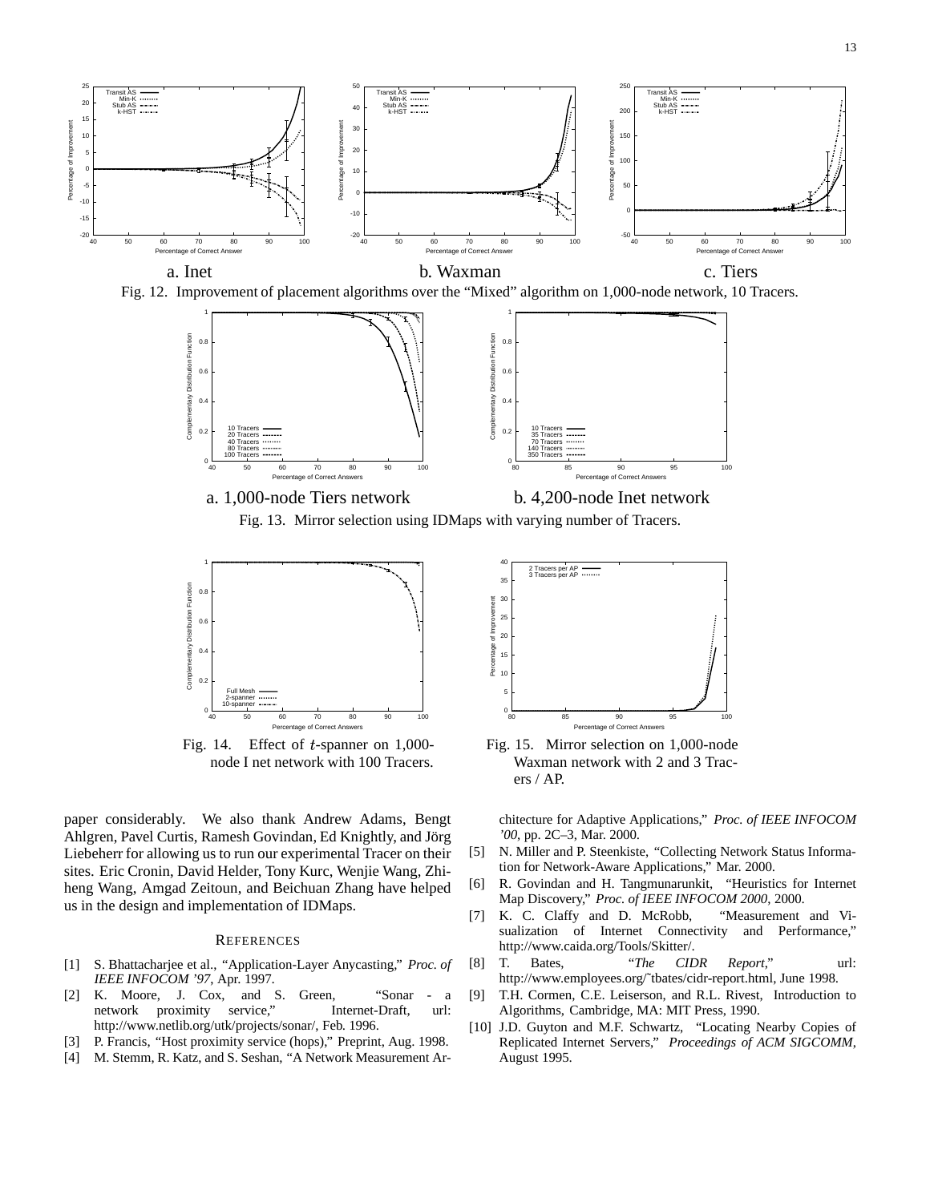a. Inet

b. Waxman

c. Tiers

Fig. 12. Improvement of placement algorithms over the "Mixed" algorithm on 1,000-node network, 10 Tracers.

a. 1,000-node Tiers network

b. 4,200-node Inet network

Fig. 13. Mirror selection using IDMaps with varying number of Tracers.

Fig. 14. Effect of $t$-spanner on 1,000-node I net network with 100 Tracers.

Fig. 15. Mirror selection on 1,000-node Waxman network with 2 and 3 Tracers / AP.

paper considerably. We also thank Andrew Adams, Bengt Ahlgren, Pavel Curtis, Ramesh Govindan, Ed Knightly, and Jörg Liebeherr for allowing us to run our experimental Tracer on their sites. Eric Cronin, David Helder, Tony Kurc, Wenjie Wang, Zhiheng Wang, Amgad Zeitoun, and Beichuan Zhang have helped us in the design and implementation of IDMaps.

## References

[1] S. Bhattacharjee et al., "Application-Layer Anycasting," *Proc. of IEEE INFOCOM '97*, Apr. 1997.

[2] K. Moore, J. Cox, and S. Green, "Sonar - a network proximity service," Internet-Draft, url: http://www.netlib.org/utk/projects/sonar/, Feb. 1996.

[3] P. Francis, "Host proximity service (hops)," Preprint, Aug. 1998.

[4] M. Stemm, R. Katz, and S. Seshan, "A Network Measurement Architecture for Adaptive Applications," *Proc. of IEEE INFOCOM '00*, pp. 2C–3, Mar. 2000.

[5] N. Miller and P. Steenkiste, "Collecting Network Status Information for Network-Aware Applications," Mar. 2000.

[6] R. Govindan and H. Tangmunarunkit, "Heuristics for Internet Map Discovery," *Proc. of IEEE INFOCOM 2000*, 2000.

[7] K. C. Claffy and D. McRobb, "Measurement and Visualization of Internet Connectivity and Performance," http://www.caida.org/Tools/Skitter/.

[8] T. Bates, "*The CIDR Report*," url: http://www.employees.org/~tbates/cidr-report.html, June 1998.

[9] T.H. Cormen, C.E. Leiserson, and R.L. Rivest, Introduction to Algorithms, Cambridge, MA: MIT Press, 1990.

[10] J.D. Guyton and M.F. Schwartz, "Locating Nearby Copies of Replicated Internet Servers," *Proceedings of ACM SIGCOMM*, August 1995.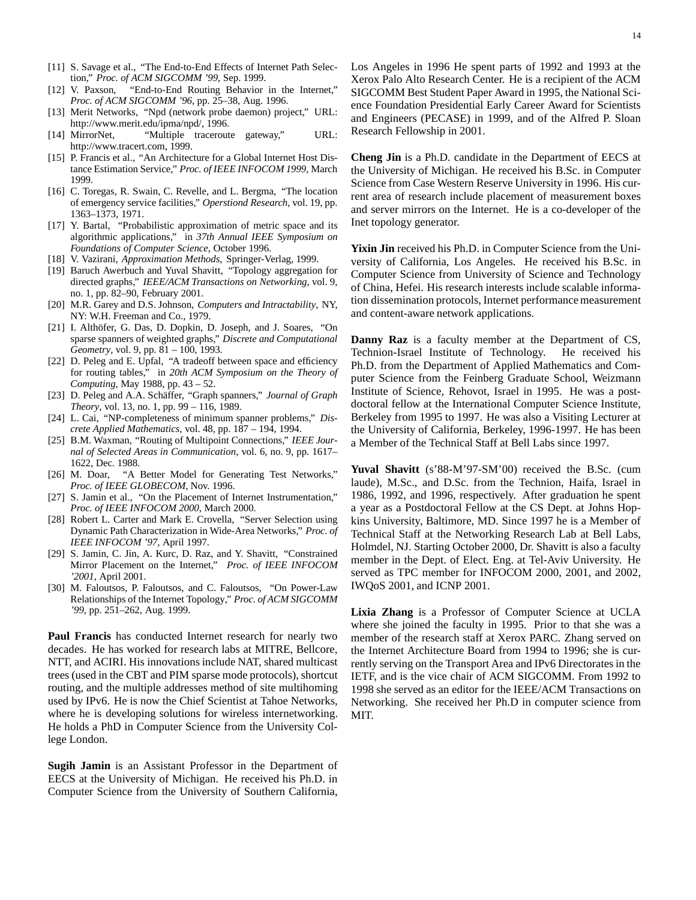[11] S. Savage et al., "The End-to-End Effects of Internet Path Selection," *Proc. of ACM SIGCOMM '99*, Sep. 1999.

[12] V. Paxson, "End-to-End Routing Behavior in the Internet," *Proc. of ACM SIGCOMM '96*, pp. 25–38, Aug. 1996.

[13] Merit Networks, "Npd (network probe daemon) project," URL: http://www.merit.edu/ipma/npd/, 1996.

[14] MirrorNet, "Multiple traceroute gateway," URL: http://www.tracert.com, 1999.

[15] P. Francis et al., "An Architecture for a Global Internet Host Distance Estimation Service," *Proc. of IEEE INFOCOM 1999*, March 1999.

[16] C. Toregas, R. Swain, C. Revelle, and L. Bergma, "The location of emergency service facilities," *Operstiond Research*, vol. 19, pp. 1363–1373, 1971.

[17] Y. Bartal, "Probabilistic approximation of metric space and its algorithmic applications," in *37th Annual IEEE Symposium on Foundations of Computer Science*, October 1996.

[18] V. Vazirani, *Approximation Methods*, Springer-Verlag, 1999.

[19] Baruch Awerbuch and Yuval Shavitt, "Topology aggregation for directed graphs," *IEEE/ACM Transactions on Networking*, vol. 9, no. 1, pp. 82–90, February 2001.

[20] M.R. Garey and D.S. Johnson, *Computers and Intractability*, NY, NY: W.H. Freeman and Co., 1979.

[21] I. Althöfer, G. Das, D. Dopkin, D. Joseph, and J. Soares, "On sparse spanners of weighted graphs," *Discrete and Computational Geometry*, vol. 9, pp. 81 – 100, 1993.

[22] D. Peleg and E. Upfal, "A tradeoff between space and efficiency for routing tables," in *20th ACM Symposium on the Theory of Computing*, May 1988, pp. 43 – 52.

[23] D. Peleg and A.A. Schäffer, "Graph spanners," *Journal of Graph Theory*, vol. 13, no. 1, pp. 99 – 116, 1989.

[24] L. Cai, "NP-completeness of minimum spanner problems," *Discrete Applied Mathematics*, vol. 48, pp. 187 – 194, 1994.

[25] B.M. Waxman, "Routing of Multipoint Connections," *IEEE Journal of Selected Areas in Communication*, vol. 6, no. 9, pp. 1617–1622, Dec. 1988.

[26] M. Doar, "A Better Model for Generating Test Networks," *Proc. of IEEE GLOBECOM*, Nov. 1996.

[27] S. Jamin et al., "On the Placement of Internet Instrumentation," *Proc. of IEEE INFOCOM 2000*, March 2000.

[28] Robert L. Carter and Mark E. Crovella, "Server Selection using Dynamic Path Characterization in Wide-Area Networks," *Proc. of IEEE INFOCOM '97*, April 1997.

[29] S. Jamin, C. Jin, A. Kurc, D. Raz, and Y. Shavitt, "Constrained Mirror Placement on the Internet," *Proc. of IEEE INFOCOM '2001*, April 2001.

[30] M. Faloutsos, P. Faloutsos, and C. Faloutsos, "On Power-Law Relationships of the Internet Topology," *Proc. of ACM SIGCOMM '99*, pp. 251–262, Aug. 1999.

**Paul Francis** has conducted Internet research for nearly two decades. He has worked for research labs at MITRE, Bellcore, NTT, and ACIRI. His innovations include NAT, shared multicast trees (used in the CBT and PIM sparse mode protocols), shortcut routing, and the multiple addresses method of site multihoming used by IPv6. He is now the Chief Scientist at Tahoe Networks, where he is developing solutions for wireless internetworking. He holds a PhD in Computer Science from the University College London.

**Sugih Jamin** is an Assistant Professor in the Department of EECS at the University of Michigan. He received his Ph.D. in Computer Science from the University of Southern California, Los Angeles in 1996 He spent parts of 1992 and 1993 at the Xerox Palo Alto Research Center. He is a recipient of the ACM SIGCOMM Best Student Paper Award in 1995, the National Science Foundation Presidential Early Career Award for Scientists and Engineers (PECASE) in 1999, and of the Alfred P. Sloan Research Fellowship in 2001.

**Cheng Jin** is a Ph.D. candidate in the Department of EECS at the University of Michigan. He received his B.Sc. in Computer Science from Case Western Reserve University in 1996. His current area of research include placement of measurement boxes and server mirrors on the Internet. He is a co-developer of the Inet topology generator.

**Yixin Jin** received his Ph.D. in Computer Science from the University of California, Los Angeles. He received his B.Sc. in Computer Science from University of Science and Technology of China, Hefei. His research interests include scalable information dissemination protocols, Internet performance measurement and content-aware network applications.

**Danny Raz** is a faculty member at the Department of CS, Technion-Israel Institute of Technology. He received his Ph.D. from the Department of Applied Mathematics and Computer Science from the Feinberg Graduate School, Weizmann Institute of Science, Rehovot, Israel in 1995. He was a postdoctoral fellow at the International Computer Science Institute, Berkeley from 1995 to 1997. He was also a Visiting Lecturer at the University of California, Berkeley, 1996-1997. He has been a Member of the Technical Staff at Bell Labs since 1997.

**Yuval Shavitt** (s'88-M'97-SM'00) received the B.Sc. (cum laude), M.Sc., and D.Sc. from the Technion, Haifa, Israel in 1986, 1992, and 1996, respectively. After graduation he spent a year as a Postdoctoral Fellow at the CS Dept. at Johns Hopkins University, Baltimore, MD. Since 1997 he is a Member of Technical Staff at the Networking Research Lab at Bell Labs, Holmdel, NJ. Starting October 2000, Dr. Shavitt is also a faculty member in the Dept. of Elect. Eng. at Tel-Aviv University. He served as TPC member for INFOCOM 2000, 2001, and 2002, IWQoS 2001, and ICNP 2001.

**Lixia Zhang** is a Professor of Computer Science at UCLA where she joined the faculty in 1995. Prior to that she was a member of the research staff at Xerox PARC. Zhang served on the Internet Architecture Board from 1994 to 1996; she is currently serving on the Transport Area and IPv6 Directorates in the IETF, and is the vice chair of ACM SIGCOMM. From 1992 to 1998 she served as an editor for the IEEE/ACM Transactions on Networking. She received her Ph.D in computer science from MIT.